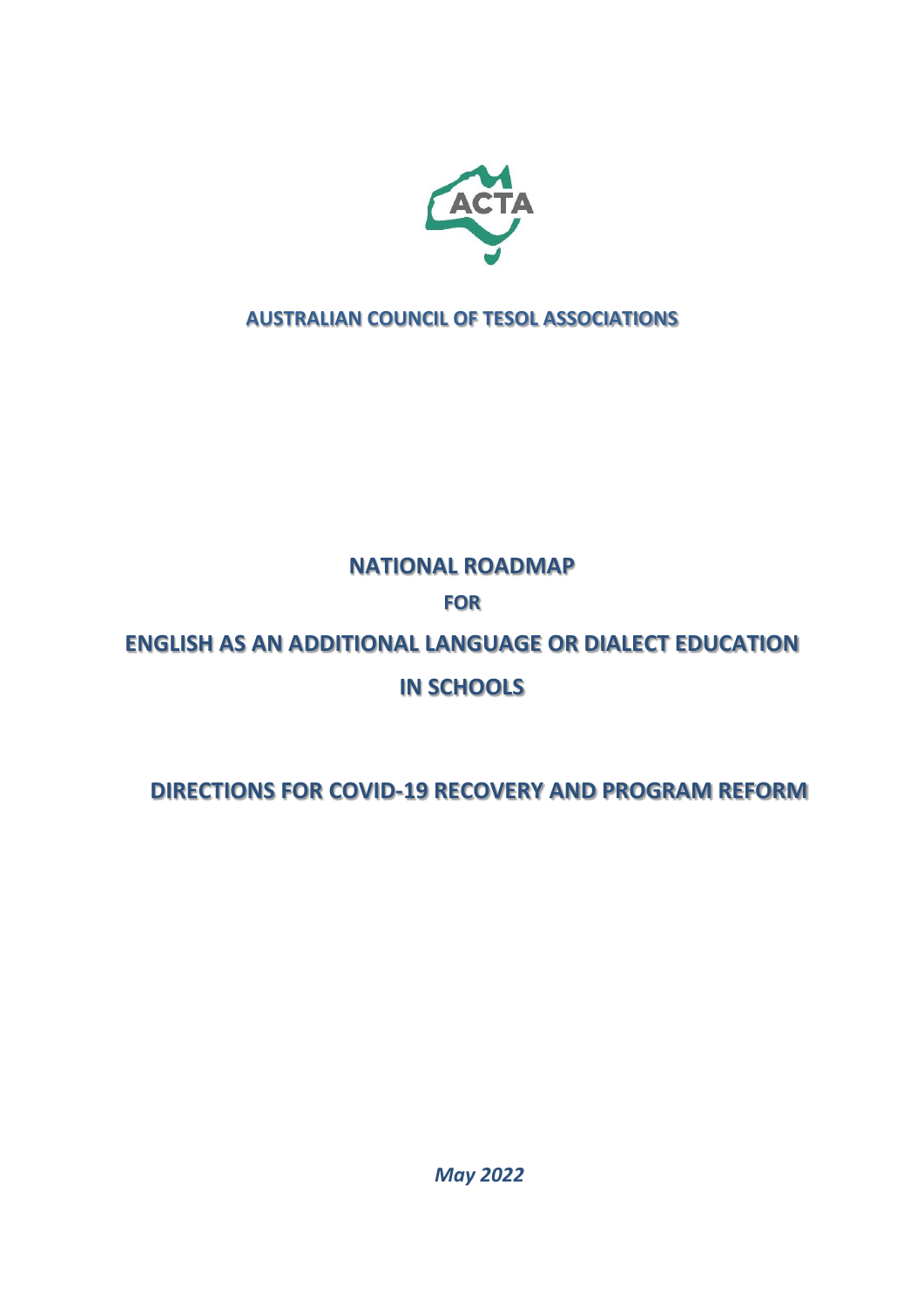ACTA

**AUSTRALIAN COUNCIL OF TESOL ASSOCIATIONS**

# NATIONAL ROADMAP

## FOR

# ENGLISH AS AN ADDITIONAL LANGUAGE OR DIALECT EDUCATION IN SCHOOLS

## DIRECTIONS FOR COVID-19 RECOVERY AND PROGRAM REFORM

***May 2022***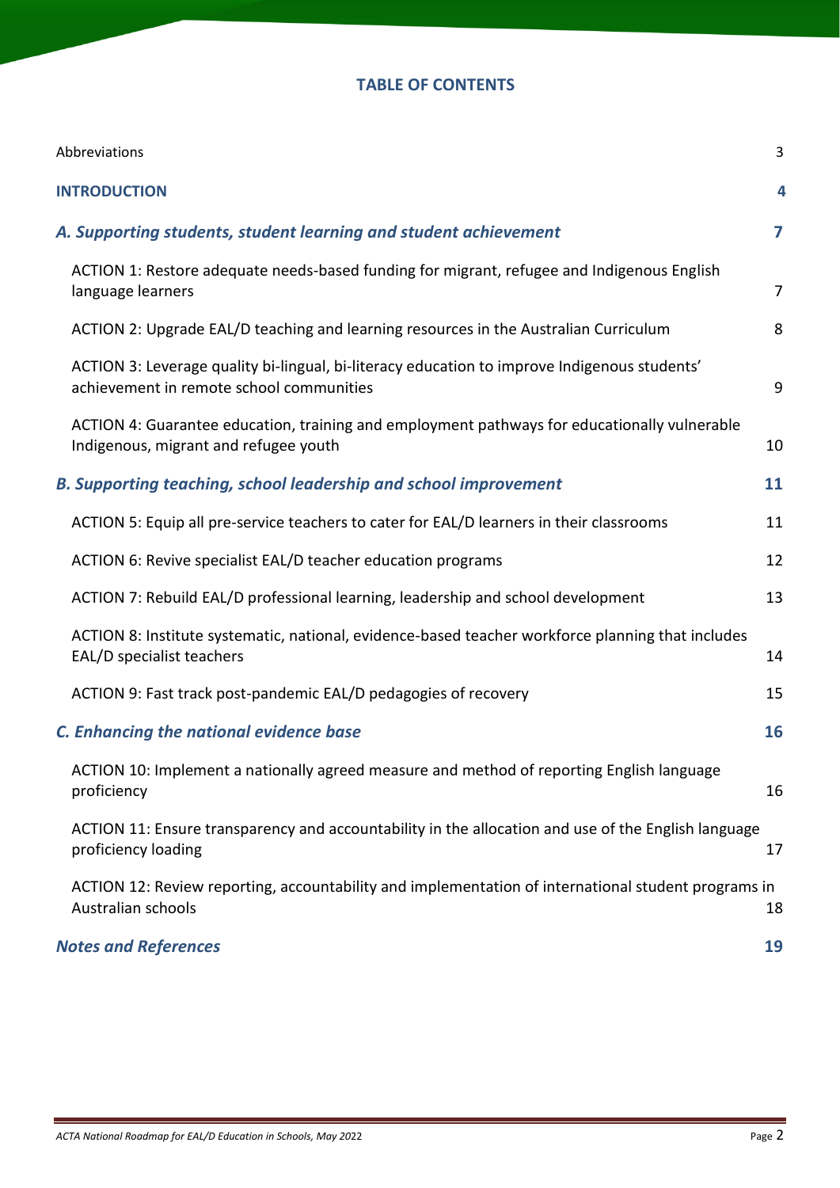# TABLE OF CONTENTS

| | |
|---|---|
| Abbreviations | 3 |
| **INTRODUCTION** | **4** |
| ***A. Supporting students, student learning and student achievement*** | **7** |
| ACTION 1: Restore adequate needs-based funding for migrant, refugee and Indigenous English language learners | 7 |
| ACTION 2: Upgrade EAL/D teaching and learning resources in the Australian Curriculum | 8 |
| ACTION 3: Leverage quality bi-lingual, bi-literacy education to improve Indigenous students' achievement in remote school communities | 9 |
| ACTION 4: Guarantee education, training and employment pathways for educationally vulnerable Indigenous, migrant and refugee youth | 10 |
| ***B. Supporting teaching, school leadership and school improvement*** | **11** |
| ACTION 5: Equip all pre-service teachers to cater for EAL/D learners in their classrooms | 11 |
| ACTION 6: Revive specialist EAL/D teacher education programs | 12 |
| ACTION 7: Rebuild EAL/D professional learning, leadership and school development | 13 |
| ACTION 8: Institute systematic, national, evidence-based teacher workforce planning that includes EAL/D specialist teachers | 14 |
| ACTION 9: Fast track post-pandemic EAL/D pedagogies of recovery | 15 |
| ***C. Enhancing the national evidence base*** | **16** |
| ACTION 10: Implement a nationally agreed measure and method of reporting English language proficiency | 16 |
| ACTION 11: Ensure transparency and accountability in the allocation and use of the English language proficiency loading | 17 |
| ACTION 12: Review reporting, accountability and implementation of international student programs in Australian schools | 18 |
| ***Notes and References*** | **19** |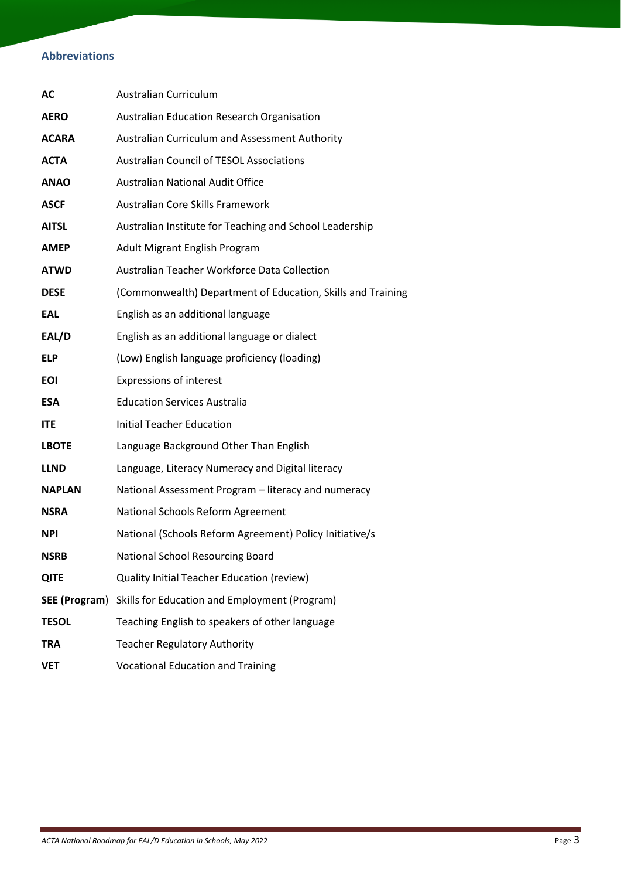## Abbreviations

| | |
|---|---|
| **AC** | Australian Curriculum |
| **AERO** | Australian Education Research Organisation |
| **ACARA** | Australian Curriculum and Assessment Authority |
| **ACTA** | Australian Council of TESOL Associations |
| **ANAO** | Australian National Audit Office |
| **ASCF** | Australian Core Skills Framework |
| **AITSL** | Australian Institute for Teaching and School Leadership |
| **AMEP** | Adult Migrant English Program |
| **ATWD** | Australian Teacher Workforce Data Collection |
| **DESE** | (Commonwealth) Department of Education, Skills and Training |
| **EAL** | English as an additional language |
| **EAL/D** | English as an additional language or dialect |
| **ELP** | (Low) English language proficiency (loading) |
| **EOI** | Expressions of interest |
| **ESA** | Education Services Australia |
| **ITE** | Initial Teacher Education |
| **LBOTE** | Language Background Other Than English |
| **LLND** | Language, Literacy Numeracy and Digital literacy |
| **NAPLAN** | National Assessment Program – literacy and numeracy |
| **NSRA** | National Schools Reform Agreement |
| **NPI** | National (Schools Reform Agreement) Policy Initiative/s |
| **NSRB** | National School Resourcing Board |
| **QITE** | Quality Initial Teacher Education (review) |
| **SEE (Program)** | Skills for Education and Employment (Program) |
| **TESOL** | Teaching English to speakers of other language |
| **TRA** | Teacher Regulatory Authority |
| **VET** | Vocational Education and Training |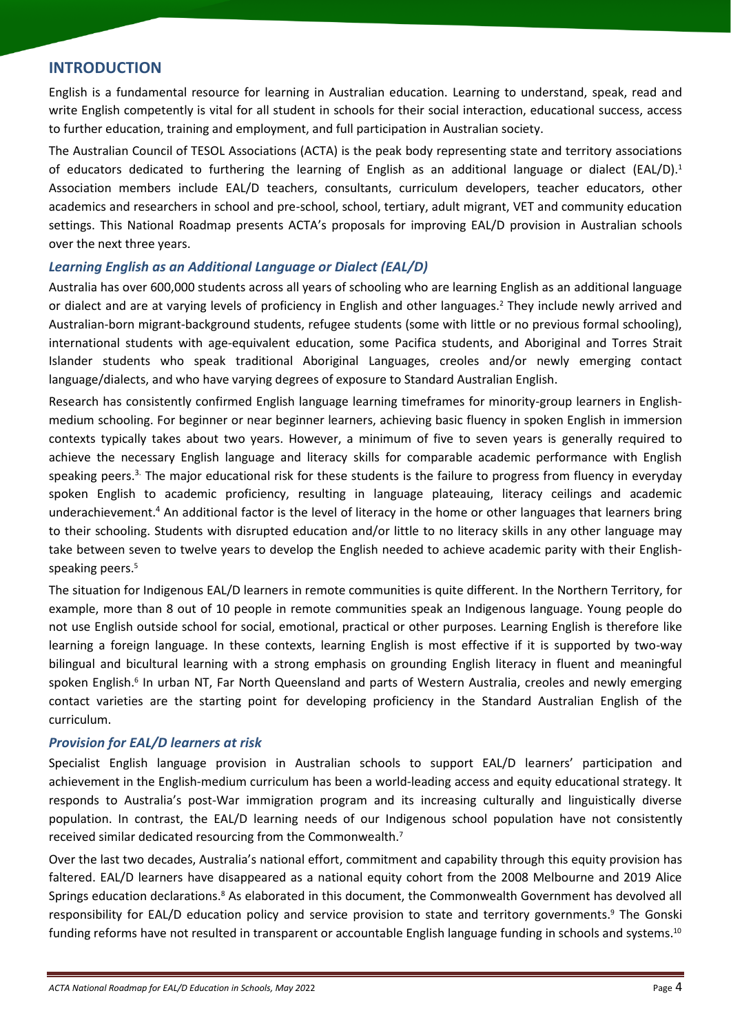## INTRODUCTION

English is a fundamental resource for learning in Australian education. Learning to understand, speak, read and write English competently is vital for all student in schools for their social interaction, educational success, access to further education, training and employment, and full participation in Australian society.

The Australian Council of TESOL Associations (ACTA) is the peak body representing state and territory associations of educators dedicated to furthering the learning of English as an additional language or dialect (EAL/D).[1] Association members include EAL/D teachers, consultants, curriculum developers, teacher educators, other academics and researchers in school and pre-school, school, tertiary, adult migrant, VET and community education settings. This National Roadmap presents ACTA's proposals for improving EAL/D provision in Australian schools over the next three years.

### *Learning English as an Additional Language or Dialect (EAL/D)*

Australia has over 600,000 students across all years of schooling who are learning English as an additional language or dialect and are at varying levels of proficiency in English and other languages.[2] They include newly arrived and Australian-born migrant-background students, refugee students (some with little or no previous formal schooling), international students with age-equivalent education, some Pacifica students, and Aboriginal and Torres Strait Islander students who speak traditional Aboriginal Languages, creoles and/or newly emerging contact language/dialects, and who have varying degrees of exposure to Standard Australian English.

Research has consistently confirmed English language learning timeframes for minority-group learners in English-medium schooling. For beginner or near beginner learners, achieving basic fluency in spoken English in immersion contexts typically takes about two years. However, a minimum of five to seven years is generally required to achieve the necessary English language and literacy skills for comparable academic performance with English speaking peers.[3] The major educational risk for these students is the failure to progress from fluency in everyday spoken English to academic proficiency, resulting in language plateauing, literacy ceilings and academic underachievement.[4] An additional factor is the level of literacy in the home or other languages that learners bring to their schooling. Students with disrupted education and/or little to no literacy skills in any other language may take between seven to twelve years to develop the English needed to achieve academic parity with their English-speaking peers.[5]

The situation for Indigenous EAL/D learners in remote communities is quite different. In the Northern Territory, for example, more than 8 out of 10 people in remote communities speak an Indigenous language. Young people do not use English outside school for social, emotional, practical or other purposes. Learning English is therefore like learning a foreign language. In these contexts, learning English is most effective if it is supported by two-way bilingual and bicultural learning with a strong emphasis on grounding English literacy in fluent and meaningful spoken English.[6] In urban NT, Far North Queensland and parts of Western Australia, creoles and newly emerging contact varieties are the starting point for developing proficiency in the Standard Australian English of the curriculum.

### *Provision for EAL/D learners at risk*

Specialist English language provision in Australian schools to support EAL/D learners' participation and achievement in the English-medium curriculum has been a world-leading access and equity educational strategy. It responds to Australia's post-War immigration program and its increasing culturally and linguistically diverse population. In contrast, the EAL/D learning needs of our Indigenous school population have not consistently received similar dedicated resourcing from the Commonwealth.[7]

Over the last two decades, Australia's national effort, commitment and capability through this equity provision has faltered. EAL/D learners have disappeared as a national equity cohort from the 2008 Melbourne and 2019 Alice Springs education declarations.[8] As elaborated in this document, the Commonwealth Government has devolved all responsibility for EAL/D education policy and service provision to state and territory governments.[9] The Gonski funding reforms have not resulted in transparent or accountable English language funding in schools and systems.[10]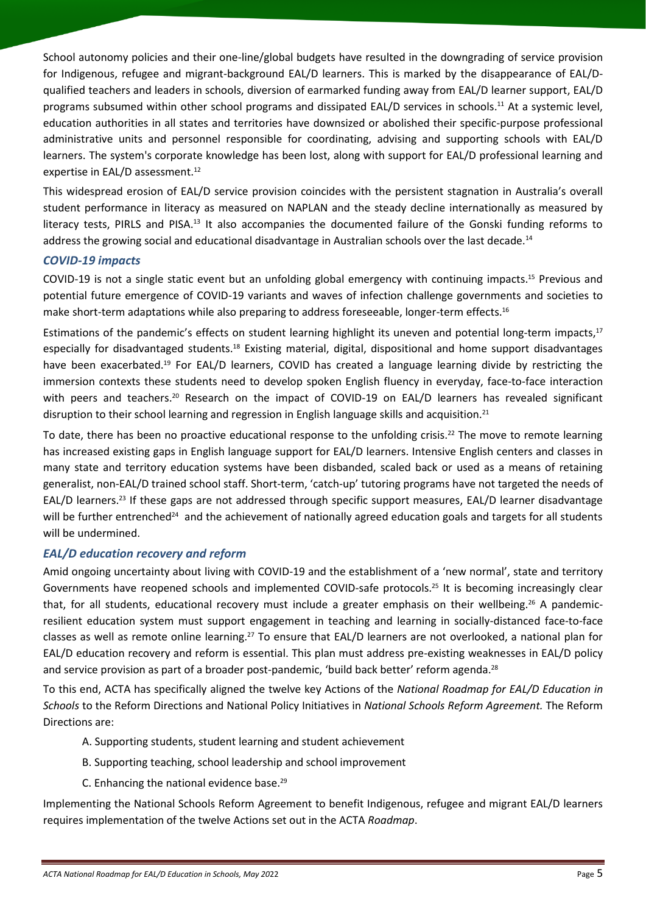School autonomy policies and their one-line/global budgets have resulted in the downgrading of service provision for Indigenous, refugee and migrant-background EAL/D learners. This is marked by the disappearance of EAL/D-qualified teachers and leaders in schools, diversion of earmarked funding away from EAL/D learner support, EAL/D programs subsumed within other school programs and dissipated EAL/D services in schools.[11] At a systemic level, education authorities in all states and territories have downsized or abolished their specific-purpose professional administrative units and personnel responsible for coordinating, advising and supporting schools with EAL/D learners. The system's corporate knowledge has been lost, along with support for EAL/D professional learning and expertise in EAL/D assessment.[12]

This widespread erosion of EAL/D service provision coincides with the persistent stagnation in Australia's overall student performance in literacy as measured on NAPLAN and the steady decline internationally as measured by literacy tests, PIRLS and PISA.[13] It also accompanies the documented failure of the Gonski funding reforms to address the growing social and educational disadvantage in Australian schools over the last decade.[14]

### *COVID-19 impacts*

COVID-19 is not a single static event but an unfolding global emergency with continuing impacts.[15] Previous and potential future emergence of COVID-19 variants and waves of infection challenge governments and societies to make short-term adaptations while also preparing to address foreseeable, longer-term effects.[16]

Estimations of the pandemic's effects on student learning highlight its uneven and potential long-term impacts,[17] especially for disadvantaged students.[18] Existing material, digital, dispositional and home support disadvantages have been exacerbated.[19] For EAL/D learners, COVID has created a language learning divide by restricting the immersion contexts these students need to develop spoken English fluency in everyday, face-to-face interaction with peers and teachers.[20] Research on the impact of COVID-19 on EAL/D learners has revealed significant disruption to their school learning and regression in English language skills and acquisition.[21]

To date, there has been no proactive educational response to the unfolding crisis.[22] The move to remote learning has increased existing gaps in English language support for EAL/D learners. Intensive English centers and classes in many state and territory education systems have been disbanded, scaled back or used as a means of retaining generalist, non-EAL/D trained school staff. Short-term, 'catch-up' tutoring programs have not targeted the needs of EAL/D learners.[23] If these gaps are not addressed through specific support measures, EAL/D learner disadvantage will be further entrenched[24] and the achievement of nationally agreed education goals and targets for all students will be undermined.

### *EAL/D education recovery and reform*

Amid ongoing uncertainty about living with COVID-19 and the establishment of a 'new normal', state and territory Governments have reopened schools and implemented COVID-safe protocols.[25] It is becoming increasingly clear that, for all students, educational recovery must include a greater emphasis on their wellbeing.[26] A pandemic-resilient education system must support engagement in teaching and learning in socially-distanced face-to-face classes as well as remote online learning.[27] To ensure that EAL/D learners are not overlooked, a national plan for EAL/D education recovery and reform is essential. This plan must address pre-existing weaknesses in EAL/D policy and service provision as part of a broader post-pandemic, 'build back better' reform agenda.[28]

To this end, ACTA has specifically aligned the twelve key Actions of the *National Roadmap for EAL/D Education in Schools* to the Reform Directions and National Policy Initiatives in *National Schools Reform Agreement.* The Reform Directions are:

A. Supporting students, student learning and student achievement

B. Supporting teaching, school leadership and school improvement

C. Enhancing the national evidence base.[29]

Implementing the National Schools Reform Agreement to benefit Indigenous, refugee and migrant EAL/D learners requires implementation of the twelve Actions set out in the ACTA *Roadmap*.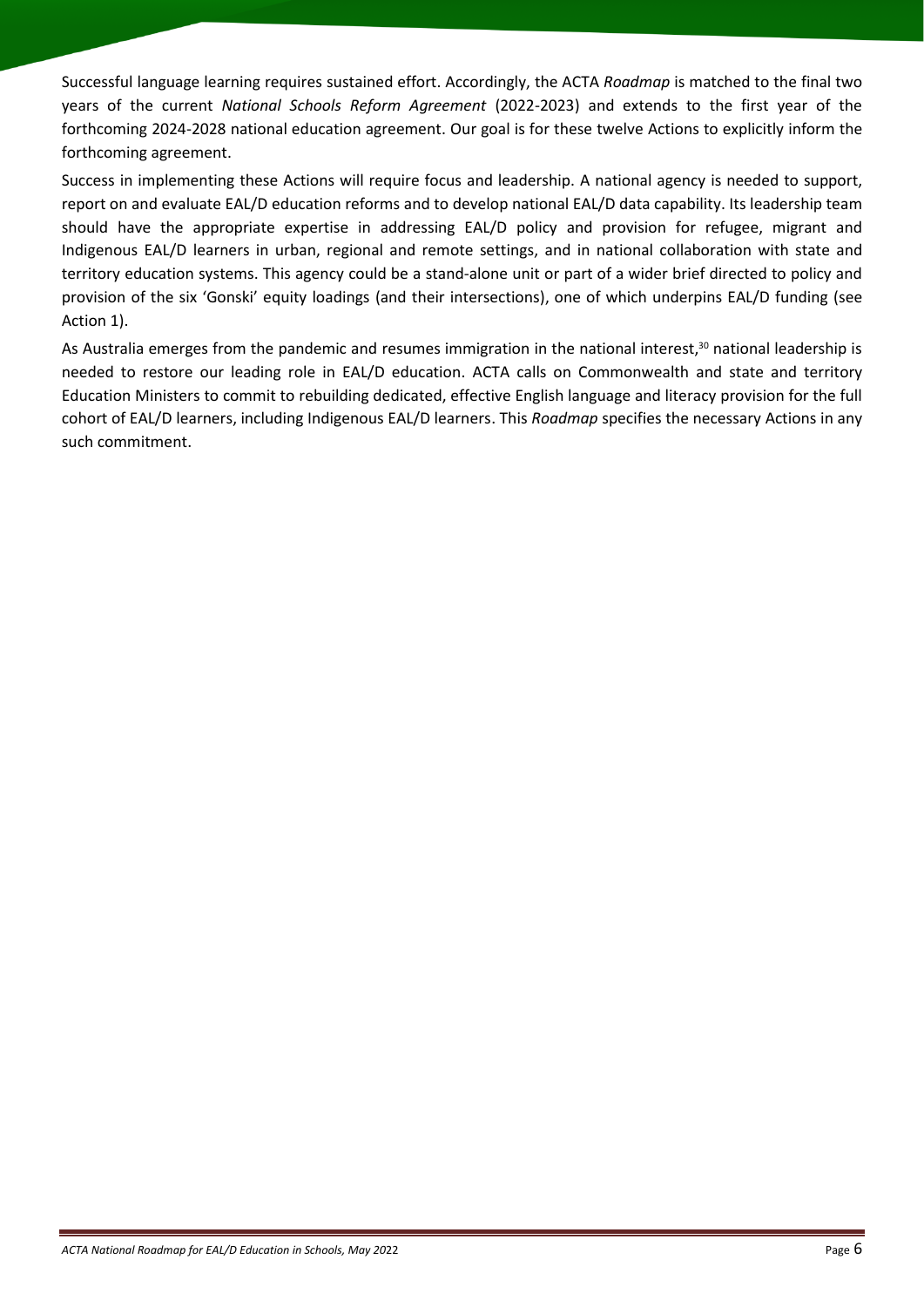Successful language learning requires sustained effort. Accordingly, the ACTA *Roadmap* is matched to the final two years of the current *National Schools Reform Agreement* (2022-2023) and extends to the first year of the forthcoming 2024-2028 national education agreement. Our goal is for these twelve Actions to explicitly inform the forthcoming agreement.

Success in implementing these Actions will require focus and leadership. A national agency is needed to support, report on and evaluate EAL/D education reforms and to develop national EAL/D data capability. Its leadership team should have the appropriate expertise in addressing EAL/D policy and provision for refugee, migrant and Indigenous EAL/D learners in urban, regional and remote settings, and in national collaboration with state and territory education systems. This agency could be a stand-alone unit or part of a wider brief directed to policy and provision of the six 'Gonski' equity loadings (and their intersections), one of which underpins EAL/D funding (see Action 1).

As Australia emerges from the pandemic and resumes immigration in the national interest,[30] national leadership is needed to restore our leading role in EAL/D education. ACTA calls on Commonwealth and state and territory Education Ministers to commit to rebuilding dedicated, effective English language and literacy provision for the full cohort of EAL/D learners, including Indigenous EAL/D learners. This *Roadmap* specifies the necessary Actions in any such commitment.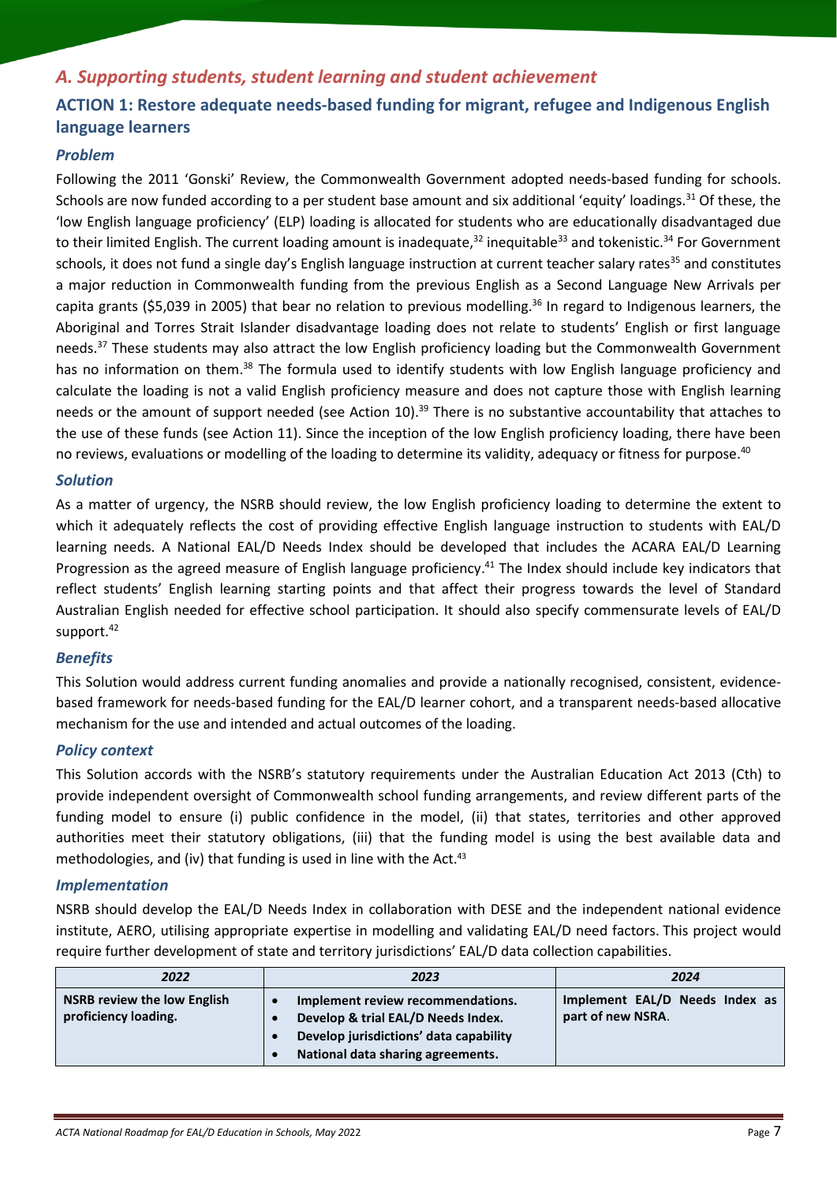## *A. Supporting students, student learning and student achievement*

### ACTION 1: Restore adequate needs-based funding for migrant, refugee and Indigenous English language learners

#### *Problem*

Following the 2011 'Gonski' Review, the Commonwealth Government adopted needs-based funding for schools. Schools are now funded according to a per student base amount and six additional 'equity' loadings.[31] Of these, the 'low English language proficiency' (ELP) loading is allocated for students who are educationally disadvantaged due to their limited English. The current loading amount is inadequate,[32] inequitable[33] and tokenistic.[34] For Government schools, it does not fund a single day's English language instruction at current teacher salary rates[35] and constitutes a major reduction in Commonwealth funding from the previous English as a Second Language New Arrivals per capita grants ($5,039 in 2005) that bear no relation to previous modelling.[36] In regard to Indigenous learners, the Aboriginal and Torres Strait Islander disadvantage loading does not relate to students' English or first language needs.[37] These students may also attract the low English proficiency loading but the Commonwealth Government has no information on them.[38] The formula used to identify students with low English language proficiency and calculate the loading is not a valid English proficiency measure and does not capture those with English learning needs or the amount of support needed (see Action 10).[39] There is no substantive accountability that attaches to the use of these funds (see Action 11). Since the inception of the low English proficiency loading, there have been no reviews, evaluations or modelling of the loading to determine its validity, adequacy or fitness for purpose.[40]

#### *Solution*

As a matter of urgency, the NSRB should review, the low English proficiency loading to determine the extent to which it adequately reflects the cost of providing effective English language instruction to students with EAL/D learning needs. A National EAL/D Needs Index should be developed that includes the ACARA EAL/D Learning Progression as the agreed measure of English language proficiency.[41] The Index should include key indicators that reflect students' English learning starting points and that affect their progress towards the level of Standard Australian English needed for effective school participation. It should also specify commensurate levels of EAL/D support.[42]

#### *Benefits*

This Solution would address current funding anomalies and provide a nationally recognised, consistent, evidence-based framework for needs-based funding for the EAL/D learner cohort, and a transparent needs-based allocative mechanism for the use and intended and actual outcomes of the loading.

#### *Policy context*

This Solution accords with the NSRB's statutory requirements under the Australian Education Act 2013 (Cth) to provide independent oversight of Commonwealth school funding arrangements, and review different parts of the funding model to ensure (i) public confidence in the model, (ii) that states, territories and other approved authorities meet their statutory obligations, (iii) that the funding model is using the best available data and methodologies, and (iv) that funding is used in line with the Act.[43]

#### *Implementation*

NSRB should develop the EAL/D Needs Index in collaboration with DESE and the independent national evidence institute, AERO, utilising appropriate expertise in modelling and validating EAL/D need factors. This project would require further development of state and territory jurisdictions' EAL/D data collection capabilities.

| *2022* | *2023* | *2024* |
|---|---|---|
| **NSRB review the low English proficiency loading.** | • **Implement review recommendations.**<br>• **Develop & trial EAL/D Needs Index.**<br>• **Develop jurisdictions' data capability**<br>• **National data sharing agreements.** | **Implement EAL/D Needs Index as part of new NSRA**. |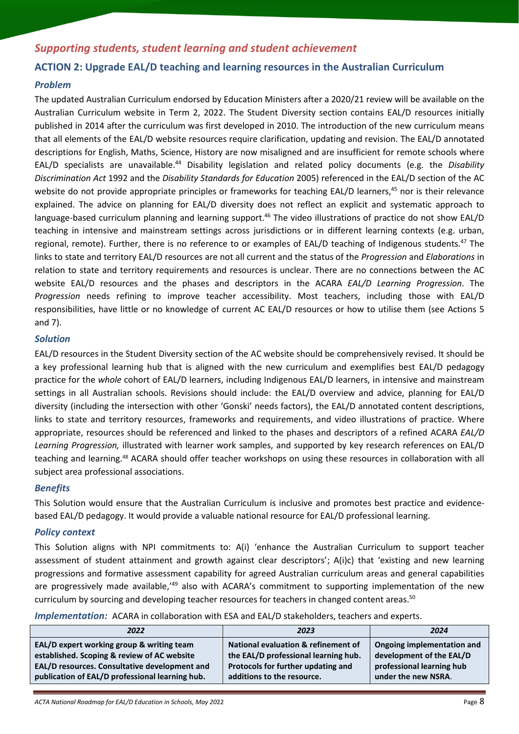## *Supporting students, student learning and student achievement*

### ACTION 2: Upgrade EAL/D teaching and learning resources in the Australian Curriculum

#### *Problem*

The updated Australian Curriculum endorsed by Education Ministers after a 2020/21 review will be available on the Australian Curriculum website in Term 2, 2022. The Student Diversity section contains EAL/D resources initially published in 2014 after the curriculum was first developed in 2010. The introduction of the new curriculum means that all elements of the EAL/D website resources require clarification, updating and revision. The EAL/D annotated descriptions for English, Maths, Science, History are now misaligned and are insufficient for remote schools where EAL/D specialists are unavailable.[44] Disability legislation and related policy documents (e.g. the *Disability Discrimination Act* 1992 and the *Disability Standards for Education* 2005) referenced in the EAL/D section of the AC website do not provide appropriate principles or frameworks for teaching EAL/D learners,[45] nor is their relevance explained. The advice on planning for EAL/D diversity does not reflect an explicit and systematic approach to language-based curriculum planning and learning support.[46] The video illustrations of practice do not show EAL/D teaching in intensive and mainstream settings across jurisdictions or in different learning contexts (e.g. urban, regional, remote). Further, there is no reference to or examples of EAL/D teaching of Indigenous students.[47] The links to state and territory EAL/D resources are not all current and the status of the *Progression* and *Elaborations* in relation to state and territory requirements and resources is unclear. There are no connections between the AC website EAL/D resources and the phases and descriptors in the ACARA *EAL/D Learning Progression*. The *Progression* needs refining to improve teacher accessibility. Most teachers, including those with EAL/D responsibilities, have little or no knowledge of current AC EAL/D resources or how to utilise them (see Actions 5 and 7).

#### *Solution*

EAL/D resources in the Student Diversity section of the AC website should be comprehensively revised. It should be a key professional learning hub that is aligned with the new curriculum and exemplifies best EAL/D pedagogy practice for the *whole* cohort of EAL/D learners, including Indigenous EAL/D learners, in intensive and mainstream settings in all Australian schools. Revisions should include: the EAL/D overview and advice, planning for EAL/D diversity (including the intersection with other 'Gonski' needs factors), the EAL/D annotated content descriptions, links to state and territory resources, frameworks and requirements, and video illustrations of practice. Where appropriate, resources should be referenced and linked to the phases and descriptors of a refined ACARA *EAL/D Learning Progression,* illustrated with learner work samples, and supported by key research references on EAL/D teaching and learning.[48] ACARA should offer teacher workshops on using these resources in collaboration with all subject area professional associations.

#### *Benefits*

This Solution would ensure that the Australian Curriculum is inclusive and promotes best practice and evidence-based EAL/D pedagogy. It would provide a valuable national resource for EAL/D professional learning.

#### *Policy context*

This Solution aligns with NPI commitments to: A(i) 'enhance the Australian Curriculum to support teacher assessment of student attainment and growth against clear descriptors'; A(i)c) that 'existing and new learning progressions and formative assessment capability for agreed Australian curriculum areas and general capabilities are progressively made available,'[49] also with ACARA's commitment to supporting implementation of the new curriculum by sourcing and developing teacher resources for teachers in changed content areas.[50]

*Implementation:* ACARA in collaboration with ESA and EAL/D stakeholders, teachers and experts.

| *2022* | *2023* | *2024* |
|---|---|---|
| **EAL/D expert working group & writing team established. Scoping & review of AC website EAL/D resources. Consultative development and publication of EAL/D professional learning hub.** | **National evaluation & refinement of the EAL/D professional learning hub. Protocols for further updating and additions to the resource.** | **Ongoing implementation and development of the EAL/D professional learning hub under the new NSRA.** |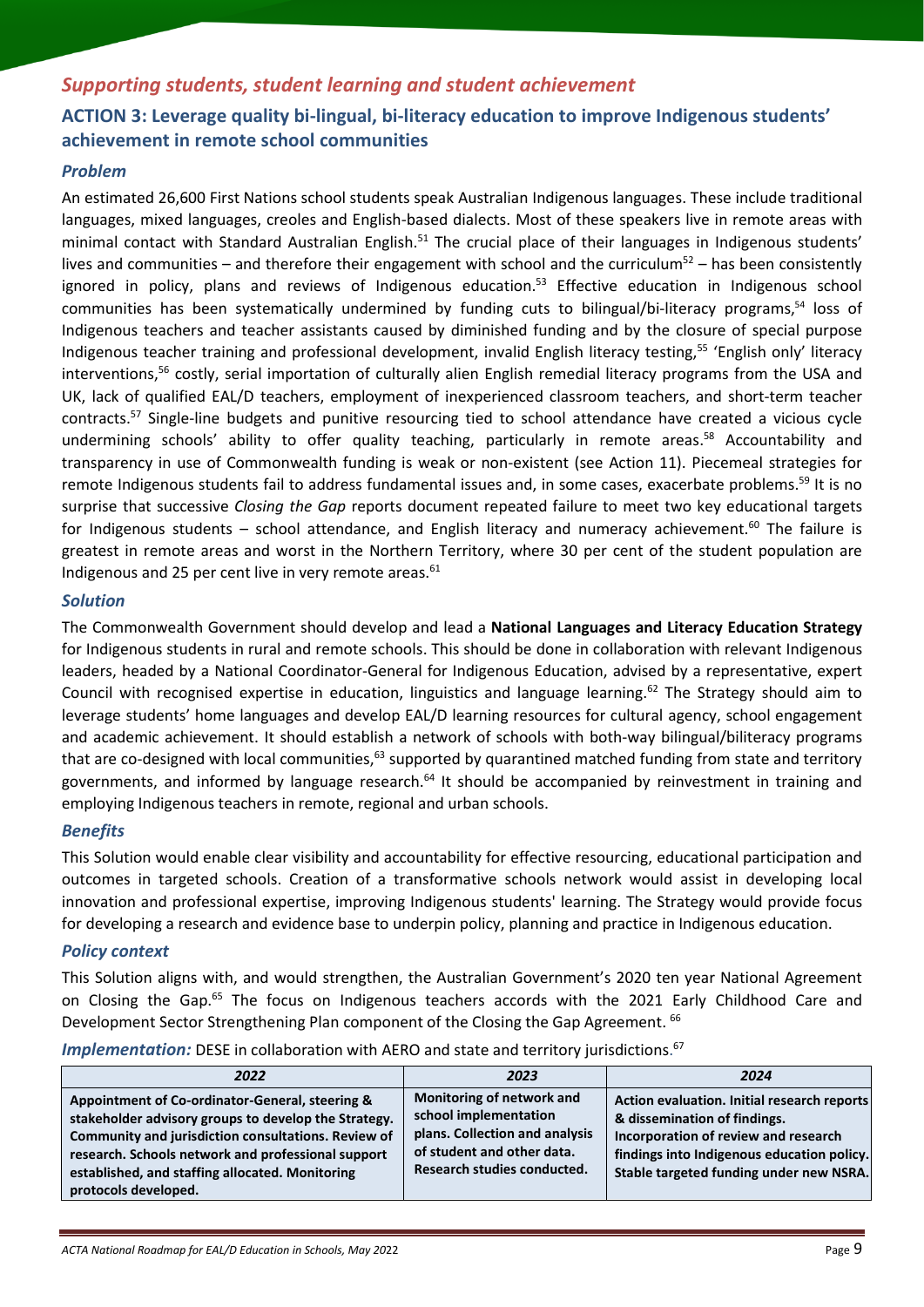## *Supporting students, student learning and student achievement*

### ACTION 3: Leverage quality bi-lingual, bi-literacy education to improve Indigenous students' achievement in remote school communities

#### *Problem*

An estimated 26,600 First Nations school students speak Australian Indigenous languages. These include traditional languages, mixed languages, creoles and English-based dialects. Most of these speakers live in remote areas with minimal contact with Standard Australian English.[51] The crucial place of their languages in Indigenous students' lives and communities – and therefore their engagement with school and the curriculum[52] – has been consistently ignored in policy, plans and reviews of Indigenous education.[53] Effective education in Indigenous school communities has been systematically undermined by funding cuts to bilingual/bi-literacy programs,[54] loss of Indigenous teachers and teacher assistants caused by diminished funding and by the closure of special purpose Indigenous teacher training and professional development, invalid English literacy testing,[55] 'English only' literacy interventions,[56] costly, serial importation of culturally alien English remedial literacy programs from the USA and UK, lack of qualified EAL/D teachers, employment of inexperienced classroom teachers, and short-term teacher contracts.[57] Single-line budgets and punitive resourcing tied to school attendance have created a vicious cycle undermining schools' ability to offer quality teaching, particularly in remote areas.[58] Accountability and transparency in use of Commonwealth funding is weak or non-existent (see Action 11). Piecemeal strategies for remote Indigenous students fail to address fundamental issues and, in some cases, exacerbate problems.[59] It is no surprise that successive *Closing the Gap* reports document repeated failure to meet two key educational targets for Indigenous students – school attendance, and English literacy and numeracy achievement.[60] The failure is greatest in remote areas and worst in the Northern Territory, where 30 per cent of the student population are Indigenous and 25 per cent live in very remote areas.[61]

#### *Solution*

The Commonwealth Government should develop and lead a **National Languages and Literacy Education Strategy** for Indigenous students in rural and remote schools. This should be done in collaboration with relevant Indigenous leaders, headed by a National Coordinator-General for Indigenous Education, advised by a representative, expert Council with recognised expertise in education, linguistics and language learning.[62] The Strategy should aim to leverage students' home languages and develop EAL/D learning resources for cultural agency, school engagement and academic achievement. It should establish a network of schools with both-way bilingual/biliteracy programs that are co-designed with local communities,[63] supported by quarantined matched funding from state and territory governments, and informed by language research.[64] It should be accompanied by reinvestment in training and employing Indigenous teachers in remote, regional and urban schools.

#### *Benefits*

This Solution would enable clear visibility and accountability for effective resourcing, educational participation and outcomes in targeted schools. Creation of a transformative schools network would assist in developing local innovation and professional expertise, improving Indigenous students' learning. The Strategy would provide focus for developing a research and evidence base to underpin policy, planning and practice in Indigenous education.

#### *Policy context*

This Solution aligns with, and would strengthen, the Australian Government's 2020 ten year National Agreement on Closing the Gap.[65] The focus on Indigenous teachers accords with the 2021 Early Childhood Care and Development Sector Strengthening Plan component of the Closing the Gap Agreement.[66]

***Implementation:*** DESE in collaboration with AERO and state and territory jurisdictions.[67]

| *2022* | *2023* | *2024* |
|---|---|---|
| **Appointment of Co-ordinator-General, steering & stakeholder advisory groups to develop the Strategy. Community and jurisdiction consultations. Review of research. Schools network and professional support established, and staffing allocated. Monitoring protocols developed.** | **Monitoring of network and school implementation plans. Collection and analysis of student and other data. Research studies conducted.** | **Action evaluation. Initial research reports & dissemination of findings. Incorporation of review and research findings into Indigenous education policy. Stable targeted funding under new NSRA.** |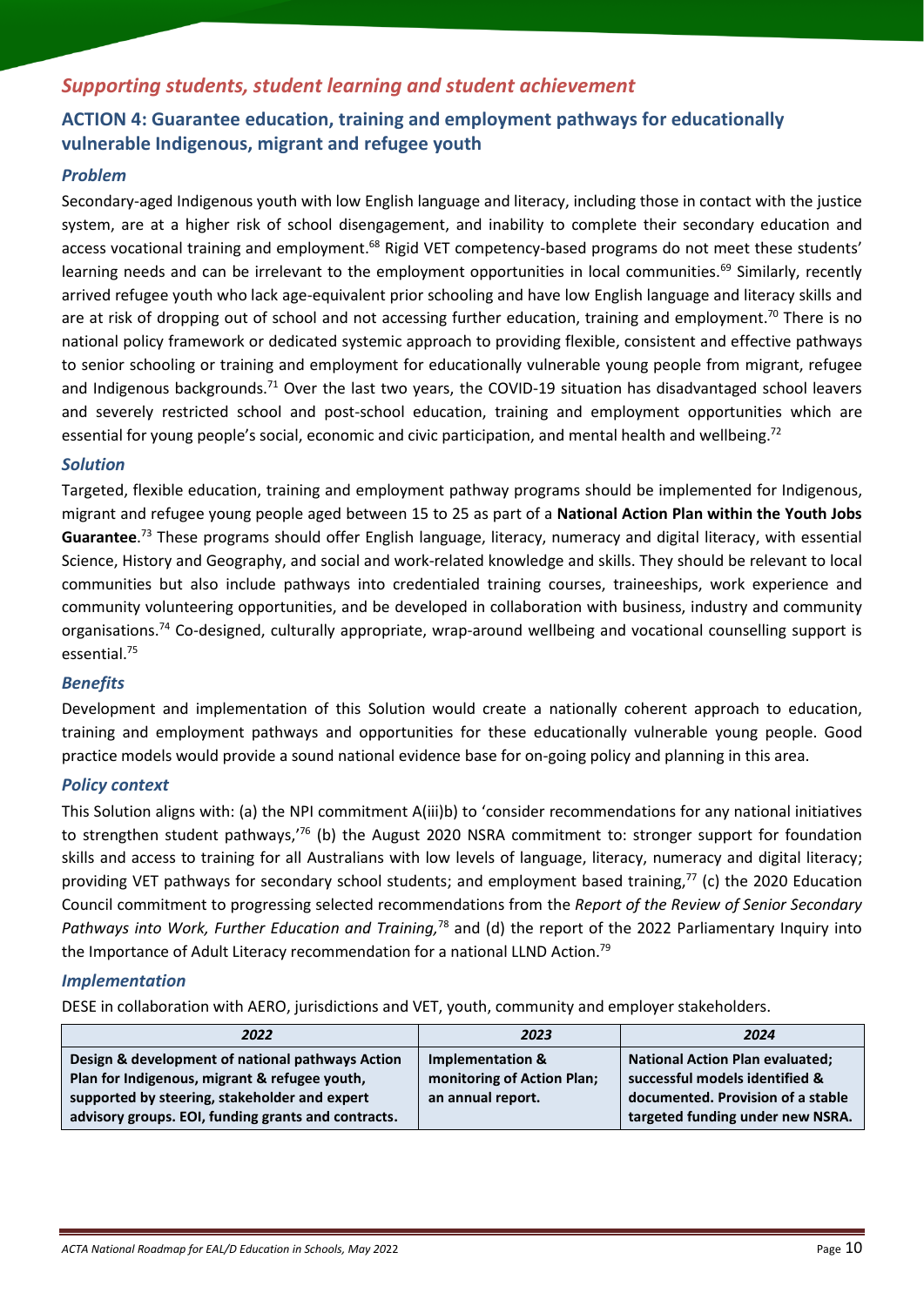## *Supporting students, student learning and student achievement*

### ACTION 4: Guarantee education, training and employment pathways for educationally vulnerable Indigenous, migrant and refugee youth

#### *Problem*

Secondary-aged Indigenous youth with low English language and literacy, including those in contact with the justice system, are at a higher risk of school disengagement, and inability to complete their secondary education and access vocational training and employment.[68] Rigid VET competency-based programs do not meet these students' learning needs and can be irrelevant to the employment opportunities in local communities.[69] Similarly, recently arrived refugee youth who lack age-equivalent prior schooling and have low English language and literacy skills and are at risk of dropping out of school and not accessing further education, training and employment.[70] There is no national policy framework or dedicated systemic approach to providing flexible, consistent and effective pathways to senior schooling or training and employment for educationally vulnerable young people from migrant, refugee and Indigenous backgrounds.[71] Over the last two years, the COVID-19 situation has disadvantaged school leavers and severely restricted school and post-school education, training and employment opportunities which are essential for young people's social, economic and civic participation, and mental health and wellbeing.[72]

#### *Solution*

Targeted, flexible education, training and employment pathway programs should be implemented for Indigenous, migrant and refugee young people aged between 15 to 25 as part of a **National Action Plan within the Youth Jobs Guarantee**.[73] These programs should offer English language, literacy, numeracy and digital literacy, with essential Science, History and Geography, and social and work-related knowledge and skills. They should be relevant to local communities but also include pathways into credentialed training courses, traineeships, work experience and community volunteering opportunities, and be developed in collaboration with business, industry and community organisations.[74] Co-designed, culturally appropriate, wrap-around wellbeing and vocational counselling support is essential.[75]

#### *Benefits*

Development and implementation of this Solution would create a nationally coherent approach to education, training and employment pathways and opportunities for these educationally vulnerable young people. Good practice models would provide a sound national evidence base for on-going policy and planning in this area.

#### *Policy context*

This Solution aligns with: (a) the NPI commitment A(iii)b) to 'consider recommendations for any national initiatives to strengthen student pathways,'[76] (b) the August 2020 NSRA commitment to: stronger support for foundation skills and access to training for all Australians with low levels of language, literacy, numeracy and digital literacy; providing VET pathways for secondary school students; and employment based training,[77] (c) the 2020 Education Council commitment to progressing selected recommendations from the *Report of the Review of Senior Secondary Pathways into Work, Further Education and Training,*[78] and (d) the report of the 2022 Parliamentary Inquiry into the Importance of Adult Literacy recommendation for a national LLND Action.[79]

#### *Implementation*

DESE in collaboration with AERO, jurisdictions and VET, youth, community and employer stakeholders.

| *2022* | *2023* | *2024* |
|---|---|---|
| **Design & development of national pathways Action Plan for Indigenous, migrant & refugee youth, supported by steering, stakeholder and expert advisory groups. EOI, funding grants and contracts.** | **Implementation & monitoring of Action Plan; an annual report.** | **National Action Plan evaluated; successful models identified & documented. Provision of a stable targeted funding under new NSRA.** |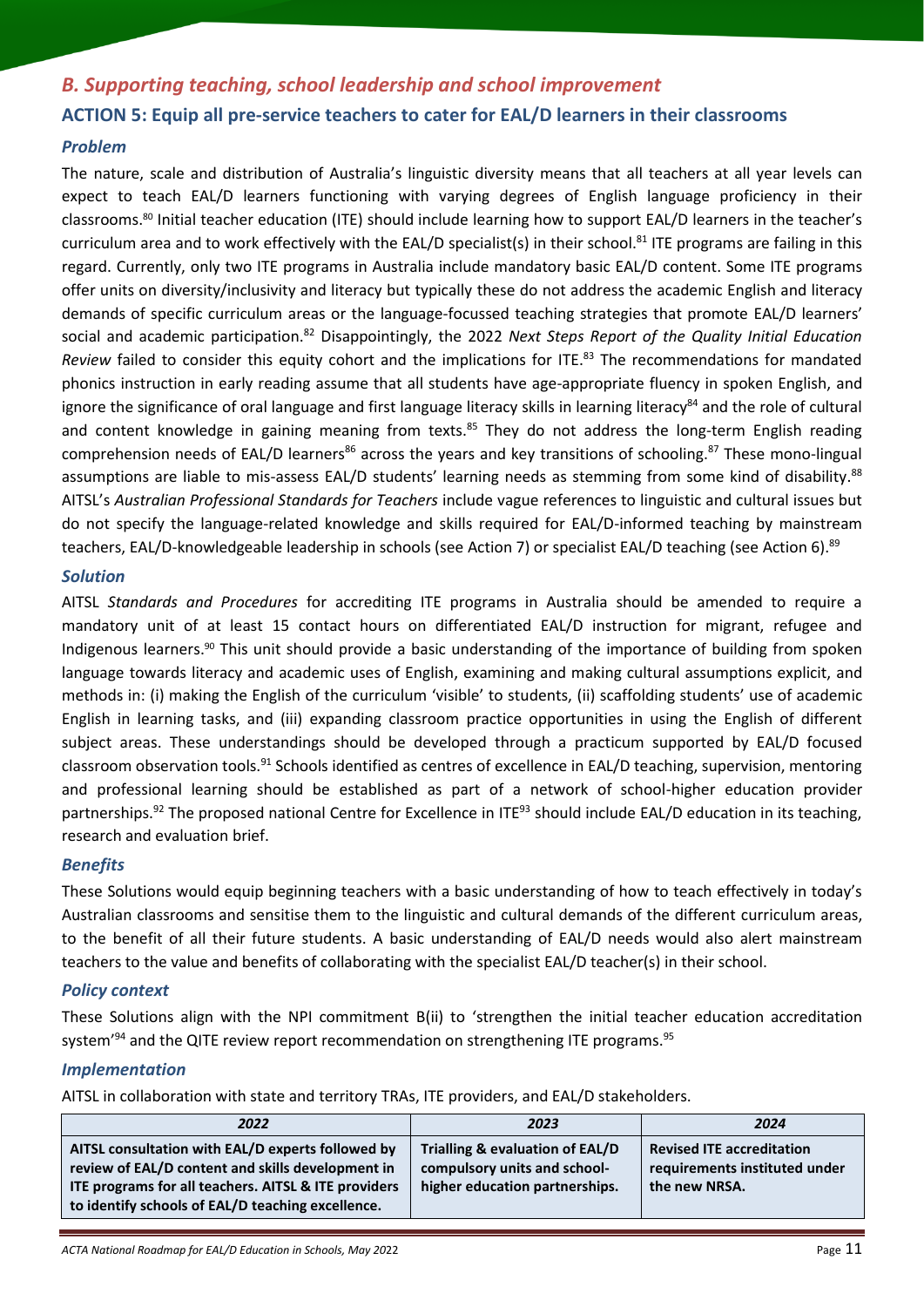## *B. Supporting teaching, school leadership and school improvement*

### ACTION 5: Equip all pre-service teachers to cater for EAL/D learners in their classrooms

#### *Problem*

The nature, scale and distribution of Australia's linguistic diversity means that all teachers at all year levels can expect to teach EAL/D learners functioning with varying degrees of English language proficiency in their classrooms.[80] Initial teacher education (ITE) should include learning how to support EAL/D learners in the teacher's curriculum area and to work effectively with the EAL/D specialist(s) in their school.[81] ITE programs are failing in this regard. Currently, only two ITE programs in Australia include mandatory basic EAL/D content. Some ITE programs offer units on diversity/inclusivity and literacy but typically these do not address the academic English and literacy demands of specific curriculum areas or the language-focussed teaching strategies that promote EAL/D learners' social and academic participation.[82] Disappointingly, the 2022 *Next Steps Report of the Quality Initial Education Review* failed to consider this equity cohort and the implications for ITE.[83] The recommendations for mandated phonics instruction in early reading assume that all students have age-appropriate fluency in spoken English, and ignore the significance of oral language and first language literacy skills in learning literacy[84] and the role of cultural and content knowledge in gaining meaning from texts.[85] They do not address the long-term English reading comprehension needs of EAL/D learners[86] across the years and key transitions of schooling.[87] These mono-lingual assumptions are liable to mis-assess EAL/D students' learning needs as stemming from some kind of disability.[88] AITSL's *Australian Professional Standards for Teachers* include vague references to linguistic and cultural issues but do not specify the language-related knowledge and skills required for EAL/D-informed teaching by mainstream teachers, EAL/D-knowledgeable leadership in schools (see Action 7) or specialist EAL/D teaching (see Action 6).[89]

#### *Solution*

AITSL *Standards and Procedures* for accrediting ITE programs in Australia should be amended to require a mandatory unit of at least 15 contact hours on differentiated EAL/D instruction for migrant, refugee and Indigenous learners.[90] This unit should provide a basic understanding of the importance of building from spoken language towards literacy and academic uses of English, examining and making cultural assumptions explicit, and methods in: (i) making the English of the curriculum 'visible' to students, (ii) scaffolding students' use of academic English in learning tasks, and (iii) expanding classroom practice opportunities in using the English of different subject areas. These understandings should be developed through a practicum supported by EAL/D focused classroom observation tools.[91] Schools identified as centres of excellence in EAL/D teaching, supervision, mentoring and professional learning should be established as part of a network of school-higher education provider partnerships.[92] The proposed national Centre for Excellence in ITE[93] should include EAL/D education in its teaching, research and evaluation brief.

#### *Benefits*

These Solutions would equip beginning teachers with a basic understanding of how to teach effectively in today's Australian classrooms and sensitise them to the linguistic and cultural demands of the different curriculum areas, to the benefit of all their future students. A basic understanding of EAL/D needs would also alert mainstream teachers to the value and benefits of collaborating with the specialist EAL/D teacher(s) in their school.

#### *Policy context*

These Solutions align with the NPI commitment B(ii) to 'strengthen the initial teacher education accreditation system'[94] and the QITE review report recommendation on strengthening ITE programs.[95]

#### *Implementation*

AITSL in collaboration with state and territory TRAs, ITE providers, and EAL/D stakeholders.

| *2022* | *2023* | *2024* |
|---|---|---|
| **AITSL consultation with EAL/D experts followed by review of EAL/D content and skills development in ITE programs for all teachers. AITSL & ITE providers to identify schools of EAL/D teaching excellence.** | **Trialling & evaluation of EAL/D compulsory units and school-higher education partnerships.** | **Revised ITE accreditation requirements instituted under the new NRSA.** |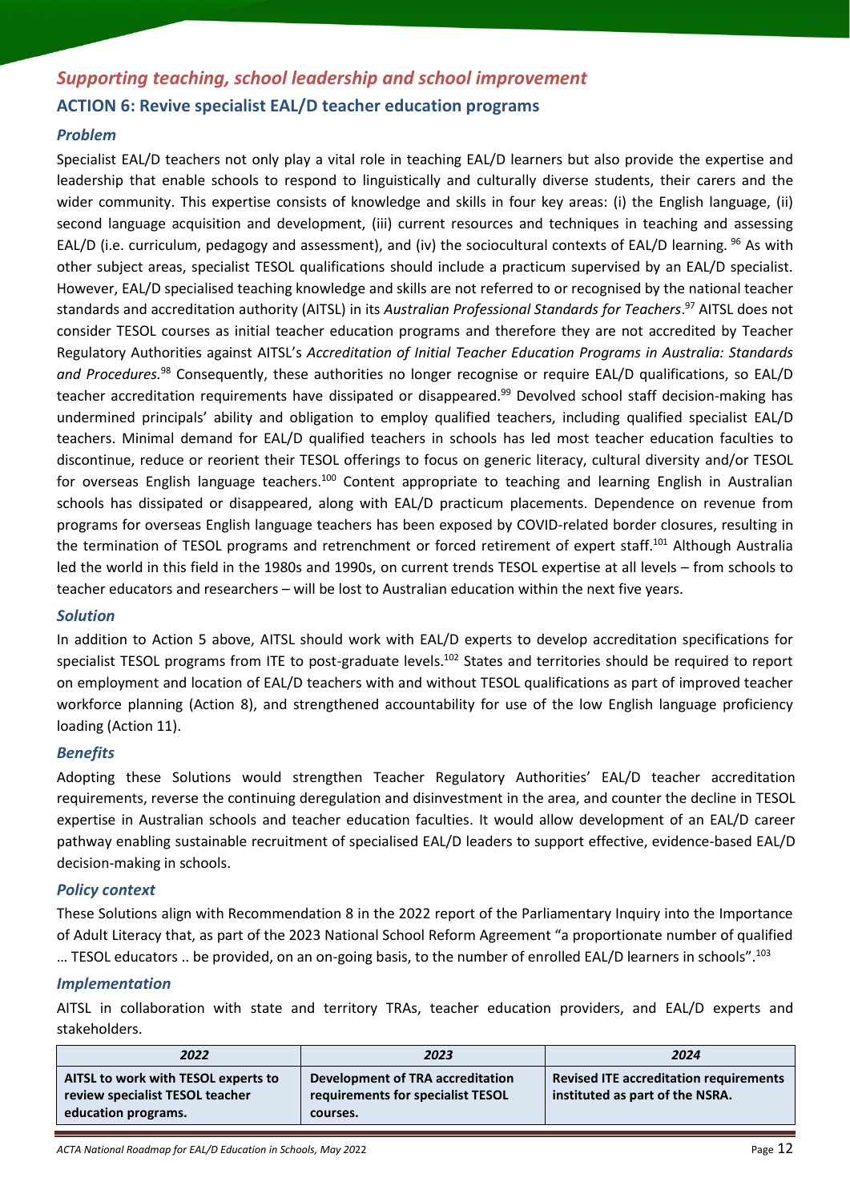## *Supporting teaching, school leadership and school improvement*

### ACTION 6: Revive specialist EAL/D teacher education programs

#### *Problem*

Specialist EAL/D teachers not only play a vital role in teaching EAL/D learners but also provide the expertise and leadership that enable schools to respond to linguistically and culturally diverse students, their carers and the wider community. This expertise consists of knowledge and skills in four key areas: (i) the English language, (ii) second language acquisition and development, (iii) current resources and techniques in teaching and assessing EAL/D (i.e. curriculum, pedagogy and assessment), and (iv) the sociocultural contexts of EAL/D learning. [96] As with other subject areas, specialist TESOL qualifications should include a practicum supervised by an EAL/D specialist. However, EAL/D specialised teaching knowledge and skills are not referred to or recognised by the national teacher standards and accreditation authority (AITSL) in its *Australian Professional Standards for Teachers*.[97] AITSL does not consider TESOL courses as initial teacher education programs and therefore they are not accredited by Teacher Regulatory Authorities against AITSL's *Accreditation of Initial Teacher Education Programs in Australia: Standards and Procedures.*[98] Consequently, these authorities no longer recognise or require EAL/D qualifications, so EAL/D teacher accreditation requirements have dissipated or disappeared.[99] Devolved school staff decision-making has undermined principals' ability and obligation to employ qualified teachers, including qualified specialist EAL/D teachers. Minimal demand for EAL/D qualified teachers in schools has led most teacher education faculties to discontinue, reduce or reorient their TESOL offerings to focus on generic literacy, cultural diversity and/or TESOL for overseas English language teachers.[100] Content appropriate to teaching and learning English in Australian schools has dissipated or disappeared, along with EAL/D practicum placements. Dependence on revenue from programs for overseas English language teachers has been exposed by COVID-related border closures, resulting in the termination of TESOL programs and retrenchment or forced retirement of expert staff.[101] Although Australia led the world in this field in the 1980s and 1990s, on current trends TESOL expertise at all levels – from schools to teacher educators and researchers – will be lost to Australian education within the next five years.

#### *Solution*

In addition to Action 5 above, AITSL should work with EAL/D experts to develop accreditation specifications for specialist TESOL programs from ITE to post-graduate levels.[102] States and territories should be required to report on employment and location of EAL/D teachers with and without TESOL qualifications as part of improved teacher workforce planning (Action 8), and strengthened accountability for use of the low English language proficiency loading (Action 11).

#### *Benefits*

Adopting these Solutions would strengthen Teacher Regulatory Authorities' EAL/D teacher accreditation requirements, reverse the continuing deregulation and disinvestment in the area, and counter the decline in TESOL expertise in Australian schools and teacher education faculties. It would allow development of an EAL/D career pathway enabling sustainable recruitment of specialised EAL/D leaders to support effective, evidence-based EAL/D decision-making in schools.

#### *Policy context*

These Solutions align with Recommendation 8 in the 2022 report of the Parliamentary Inquiry into the Importance of Adult Literacy that, as part of the 2023 National School Reform Agreement "a proportionate number of qualified … TESOL educators .. be provided, on an on-going basis, to the number of enrolled EAL/D learners in schools".[103]

#### *Implementation*

AITSL in collaboration with state and territory TRAs, teacher education providers, and EAL/D experts and stakeholders.

| *2022* | *2023* | *2024* |
|---|---|---|
| **AITSL to work with TESOL experts to review specialist TESOL teacher education programs.** | **Development of TRA accreditation requirements for specialist TESOL courses.** | **Revised ITE accreditation requirements instituted as part of the NSRA.** |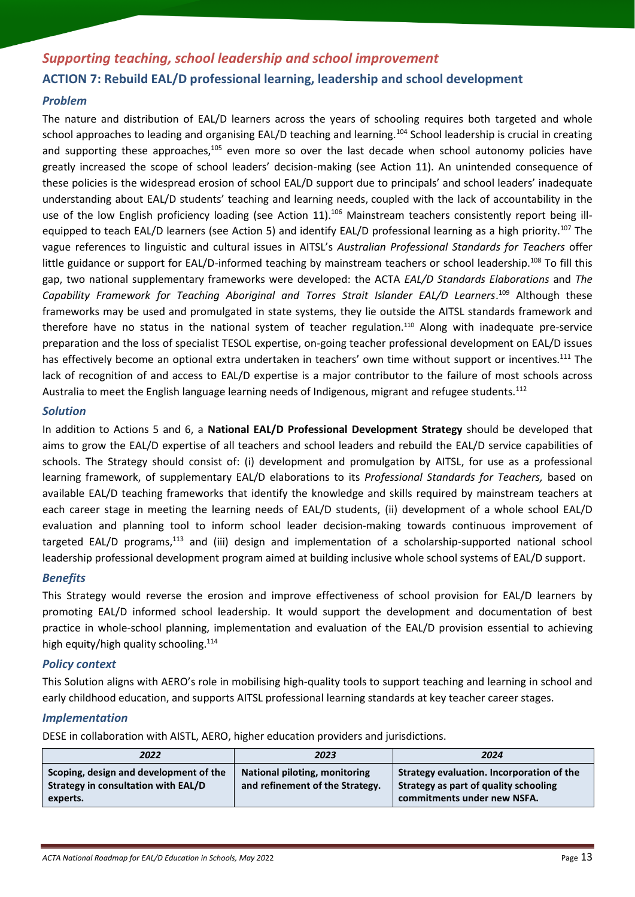## *Supporting teaching, school leadership and school improvement*

### ACTION 7: Rebuild EAL/D professional learning, leadership and school development

#### *Problem*

The nature and distribution of EAL/D learners across the years of schooling requires both targeted and whole school approaches to leading and organising EAL/D teaching and learning.[104] School leadership is crucial in creating and supporting these approaches,[105] even more so over the last decade when school autonomy policies have greatly increased the scope of school leaders' decision-making (see Action 11). An unintended consequence of these policies is the widespread erosion of school EAL/D support due to principals' and school leaders' inadequate understanding about EAL/D students' teaching and learning needs, coupled with the lack of accountability in the use of the low English proficiency loading (see Action 11).[106] Mainstream teachers consistently report being ill-equipped to teach EAL/D learners (see Action 5) and identify EAL/D professional learning as a high priority.[107] The vague references to linguistic and cultural issues in AITSL's *Australian Professional Standards for Teachers* offer little guidance or support for EAL/D-informed teaching by mainstream teachers or school leadership.[108] To fill this gap, two national supplementary frameworks were developed: the ACTA *EAL/D Standards Elaborations* and *The Capability Framework for Teaching Aboriginal and Torres Strait Islander EAL/D Learners*.[109] Although these frameworks may be used and promulgated in state systems, they lie outside the AITSL standards framework and therefore have no status in the national system of teacher regulation.[110] Along with inadequate pre-service preparation and the loss of specialist TESOL expertise, on-going teacher professional development on EAL/D issues has effectively become an optional extra undertaken in teachers' own time without support or incentives.[111] The lack of recognition of and access to EAL/D expertise is a major contributor to the failure of most schools across Australia to meet the English language learning needs of Indigenous, migrant and refugee students.[112]

#### *Solution*

In addition to Actions 5 and 6, a **National EAL/D Professional Development Strategy** should be developed that aims to grow the EAL/D expertise of all teachers and school leaders and rebuild the EAL/D service capabilities of schools. The Strategy should consist of: (i) development and promulgation by AITSL, for use as a professional learning framework, of supplementary EAL/D elaborations to its *Professional Standards for Teachers,* based on available EAL/D teaching frameworks that identify the knowledge and skills required by mainstream teachers at each career stage in meeting the learning needs of EAL/D students, (ii) development of a whole school EAL/D evaluation and planning tool to inform school leader decision-making towards continuous improvement of targeted EAL/D programs,[113] and (iii) design and implementation of a scholarship-supported national school leadership professional development program aimed at building inclusive whole school systems of EAL/D support.

#### *Benefits*

This Strategy would reverse the erosion and improve effectiveness of school provision for EAL/D learners by promoting EAL/D informed school leadership. It would support the development and documentation of best practice in whole-school planning, implementation and evaluation of the EAL/D provision essential to achieving high equity/high quality schooling.[114]

#### *Policy context*

This Solution aligns with AERO's role in mobilising high-quality tools to support teaching and learning in school and early childhood education, and supports AITSL professional learning standards at key teacher career stages.

#### *Implementation*

DESE in collaboration with AISTL, AERO, higher education providers and jurisdictions.

| *2022* | *2023* | *2024* |
|---|---|---|
| **Scoping, design and development of the Strategy in consultation with EAL/D experts.** | **National piloting, monitoring and refinement of the Strategy.** | **Strategy evaluation. Incorporation of the Strategy as part of quality schooling commitments under new NSFA.** |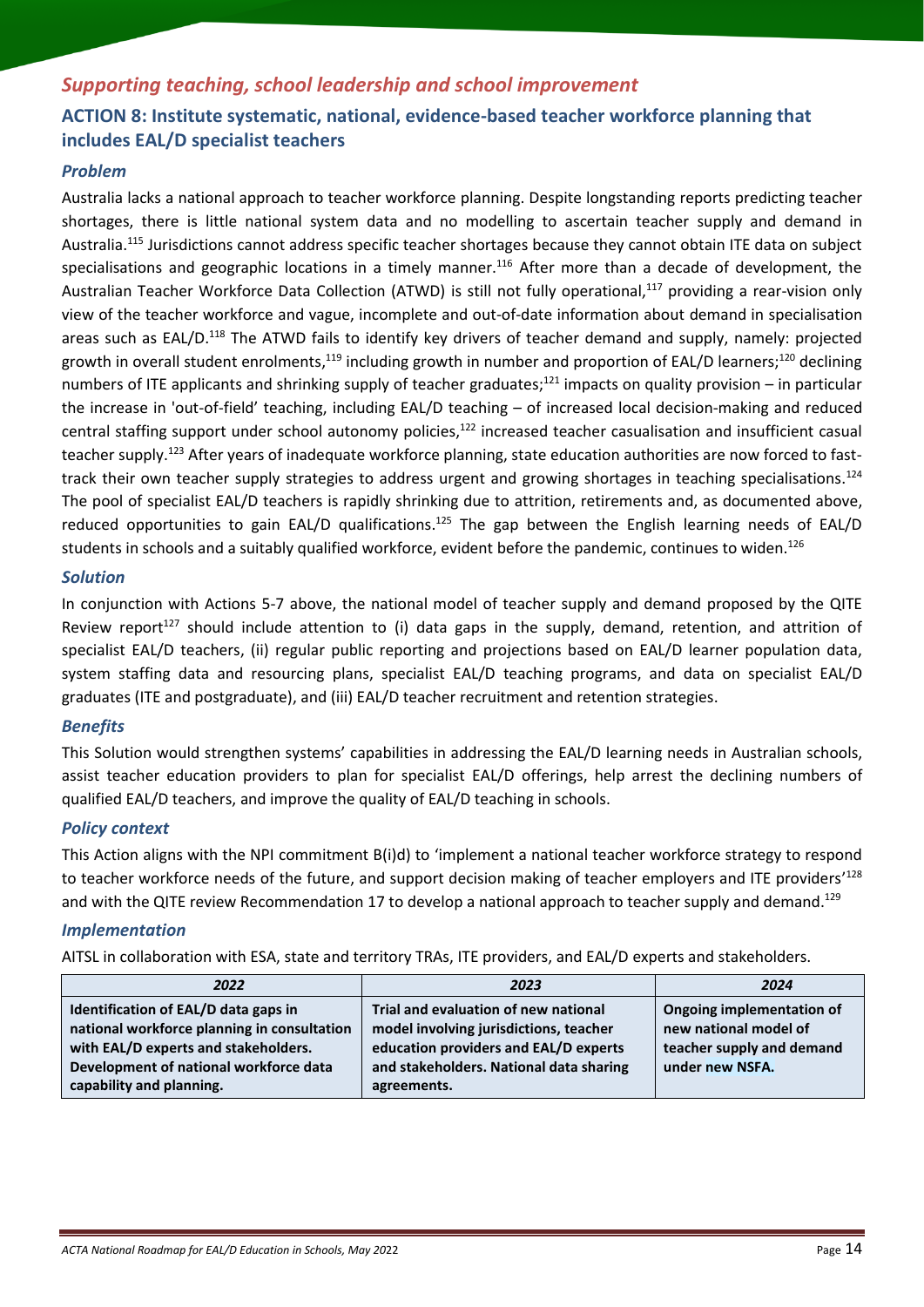## *Supporting teaching, school leadership and school improvement*

### ACTION 8: Institute systematic, national, evidence-based teacher workforce planning that includes EAL/D specialist teachers

#### *Problem*

Australia lacks a national approach to teacher workforce planning. Despite longstanding reports predicting teacher shortages, there is little national system data and no modelling to ascertain teacher supply and demand in Australia.[115] Jurisdictions cannot address specific teacher shortages because they cannot obtain ITE data on subject specialisations and geographic locations in a timely manner.[116] After more than a decade of development, the Australian Teacher Workforce Data Collection (ATWD) is still not fully operational,[117] providing a rear-vision only view of the teacher workforce and vague, incomplete and out-of-date information about demand in specialisation areas such as EAL/D.[118] The ATWD fails to identify key drivers of teacher demand and supply, namely: projected growth in overall student enrolments,[119] including growth in number and proportion of EAL/D learners;[120] declining numbers of ITE applicants and shrinking supply of teacher graduates;[121] impacts on quality provision – in particular the increase in 'out-of-field' teaching, including EAL/D teaching – of increased local decision-making and reduced central staffing support under school autonomy policies,[122] increased teacher casualisation and insufficient casual teacher supply.[123] After years of inadequate workforce planning, state education authorities are now forced to fast-track their own teacher supply strategies to address urgent and growing shortages in teaching specialisations.[124] The pool of specialist EAL/D teachers is rapidly shrinking due to attrition, retirements and, as documented above, reduced opportunities to gain EAL/D qualifications.[125] The gap between the English learning needs of EAL/D students in schools and a suitably qualified workforce, evident before the pandemic, continues to widen.[126]

#### *Solution*

In conjunction with Actions 5-7 above, the national model of teacher supply and demand proposed by the QITE Review report[127] should include attention to (i) data gaps in the supply, demand, retention, and attrition of specialist EAL/D teachers, (ii) regular public reporting and projections based on EAL/D learner population data, system staffing data and resourcing plans, specialist EAL/D teaching programs, and data on specialist EAL/D graduates (ITE and postgraduate), and (iii) EAL/D teacher recruitment and retention strategies.

#### *Benefits*

This Solution would strengthen systems' capabilities in addressing the EAL/D learning needs in Australian schools, assist teacher education providers to plan for specialist EAL/D offerings, help arrest the declining numbers of qualified EAL/D teachers, and improve the quality of EAL/D teaching in schools.

#### *Policy context*

This Action aligns with the NPI commitment B(i)d) to 'implement a national teacher workforce strategy to respond to teacher workforce needs of the future, and support decision making of teacher employers and ITE providers'[128] and with the QITE review Recommendation 17 to develop a national approach to teacher supply and demand.[129]

#### *Implementation*

AITSL in collaboration with ESA, state and territory TRAs, ITE providers, and EAL/D experts and stakeholders.

| *2022* | *2023* | *2024* |
|---|---|---|
| **Identification of EAL/D data gaps in national workforce planning in consultation with EAL/D experts and stakeholders. Development of national workforce data capability and planning.** | **Trial and evaluation of new national model involving jurisdictions, teacher education providers and EAL/D experts and stakeholders. National data sharing agreements.** | **Ongoing implementation of new national model of teacher supply and demand under new NSFA.** |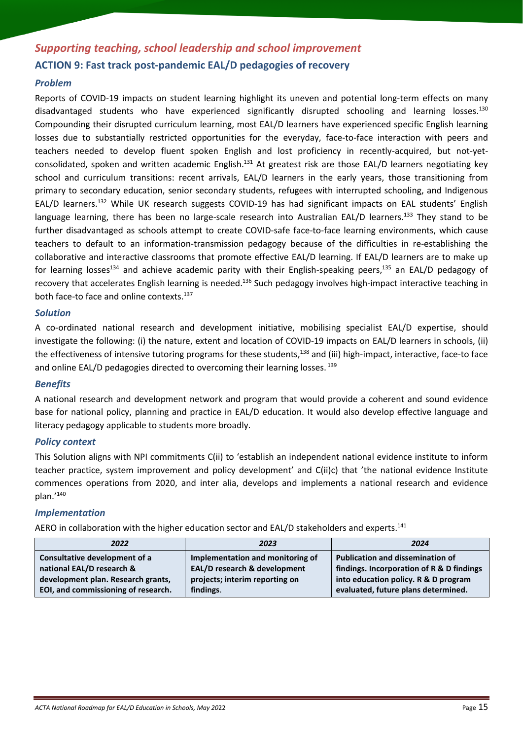## *Supporting teaching, school leadership and school improvement*

### ACTION 9: Fast track post-pandemic EAL/D pedagogies of recovery

#### *Problem*

Reports of COVID-19 impacts on student learning highlight its uneven and potential long-term effects on many disadvantaged students who have experienced significantly disrupted schooling and learning losses.[130] Compounding their disrupted curriculum learning, most EAL/D learners have experienced specific English learning losses due to substantially restricted opportunities for the everyday, face-to-face interaction with peers and teachers needed to develop fluent spoken English and lost proficiency in recently-acquired, but not-yet-consolidated, spoken and written academic English.[131] At greatest risk are those EAL/D learners negotiating key school and curriculum transitions: recent arrivals, EAL/D learners in the early years, those transitioning from primary to secondary education, senior secondary students, refugees with interrupted schooling, and Indigenous EAL/D learners.[132] While UK research suggests COVID-19 has had significant impacts on EAL students' English language learning, there has been no large-scale research into Australian EAL/D learners.[133] They stand to be further disadvantaged as schools attempt to create COVID-safe face-to-face learning environments, which cause teachers to default to an information-transmission pedagogy because of the difficulties in re-establishing the collaborative and interactive classrooms that promote effective EAL/D learning. If EAL/D learners are to make up for learning losses[134] and achieve academic parity with their English-speaking peers,[135] an EAL/D pedagogy of recovery that accelerates English learning is needed.[136] Such pedagogy involves high-impact interactive teaching in both face-to face and online contexts.[137]

#### *Solution*

A co-ordinated national research and development initiative, mobilising specialist EAL/D expertise, should investigate the following: (i) the nature, extent and location of COVID-19 impacts on EAL/D learners in schools, (ii) the effectiveness of intensive tutoring programs for these students,[138] and (iii) high-impact, interactive, face-to face and online EAL/D pedagogies directed to overcoming their learning losses. [139]

#### *Benefits*

A national research and development network and program that would provide a coherent and sound evidence base for national policy, planning and practice in EAL/D education. It would also develop effective language and literacy pedagogy applicable to students more broadly.

#### *Policy context*

This Solution aligns with NPI commitments C(ii) to 'establish an independent national evidence institute to inform teacher practice, system improvement and policy development' and C(ii)c) that 'the national evidence Institute commences operations from 2020, and inter alia, develops and implements a national research and evidence plan.'[140]

#### *Implementation*

AERO in collaboration with the higher education sector and EAL/D stakeholders and experts.[141]

| *2022* | *2023* | *2024* |
|---|---|---|
| **Consultative development of a national EAL/D research & development plan. Research grants, EOI, and commissioning of research.** | **Implementation and monitoring of EAL/D research & development projects; interim reporting on findings.** | **Publication and dissemination of findings. Incorporation of R & D findings into education policy. R & D program evaluated, future plans determined.** |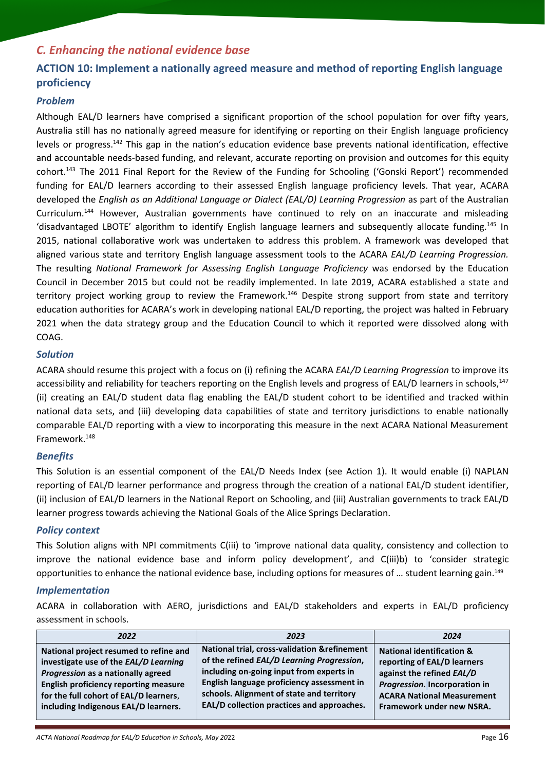## *C. Enhancing the national evidence base*

### ACTION 10: Implement a nationally agreed measure and method of reporting English language proficiency

#### *Problem*

Although EAL/D learners have comprised a significant proportion of the school population for over fifty years, Australia still has no nationally agreed measure for identifying or reporting on their English language proficiency levels or progress.[142] This gap in the nation's education evidence base prevents national identification, effective and accountable needs-based funding, and relevant, accurate reporting on provision and outcomes for this equity cohort.[143] The 2011 Final Report for the Review of the Funding for Schooling ('Gonski Report') recommended funding for EAL/D learners according to their assessed English language proficiency levels. That year, ACARA developed the *English as an Additional Language or Dialect (EAL/D) Learning Progression* as part of the Australian Curriculum.[144] However, Australian governments have continued to rely on an inaccurate and misleading 'disadvantaged LBOTE' algorithm to identify English language learners and subsequently allocate funding.[145] In 2015, national collaborative work was undertaken to address this problem. A framework was developed that aligned various state and territory English language assessment tools to the ACARA *EAL/D Learning Progression.* The resulting *National Framework for Assessing English Language Proficiency* was endorsed by the Education Council in December 2015 but could not be readily implemented. In late 2019, ACARA established a state and territory project working group to review the Framework.[146] Despite strong support from state and territory education authorities for ACARA's work in developing national EAL/D reporting, the project was halted in February 2021 when the data strategy group and the Education Council to which it reported were dissolved along with COAG.

#### *Solution*

ACARA should resume this project with a focus on (i) refining the ACARA *EAL/D Learning Progression* to improve its accessibility and reliability for teachers reporting on the English levels and progress of EAL/D learners in schools,[147] (ii) creating an EAL/D student data flag enabling the EAL/D student cohort to be identified and tracked within national data sets, and (iii) developing data capabilities of state and territory jurisdictions to enable nationally comparable EAL/D reporting with a view to incorporating this measure in the next ACARA National Measurement Framework.[148]

#### *Benefits*

This Solution is an essential component of the EAL/D Needs Index (see Action 1). It would enable (i) NAPLAN reporting of EAL/D learner performance and progress through the creation of a national EAL/D student identifier, (ii) inclusion of EAL/D learners in the National Report on Schooling, and (iii) Australian governments to track EAL/D learner progress towards achieving the National Goals of the Alice Springs Declaration.

#### *Policy context*

This Solution aligns with NPI commitments C(iii) to 'improve national data quality, consistency and collection to improve the national evidence base and inform policy development', and C(iii)b) to 'consider strategic opportunities to enhance the national evidence base, including options for measures of … student learning gain.[149]

#### *Implementation*

ACARA in collaboration with AERO, jurisdictions and EAL/D stakeholders and experts in EAL/D proficiency assessment in schools.

| *2022* | *2023* | *2024* |
|---|---|---|
| **National project resumed to refine and investigate use of the *EAL/D Learning Progression* as a nationally agreed English proficiency reporting measure for the full cohort of EAL/D learners, including Indigenous EAL/D learners.** | **National trial, cross-validation &refinement of the refined *EAL/D Learning Progression*, including on-going input from experts in English language proficiency assessment in schools. Alignment of state and territory EAL/D collection practices and approaches.** | **National identification & reporting of EAL/D learners against the refined *EAL/D Progression.* Incorporation in ACARA National Measurement Framework under new NSRA.** |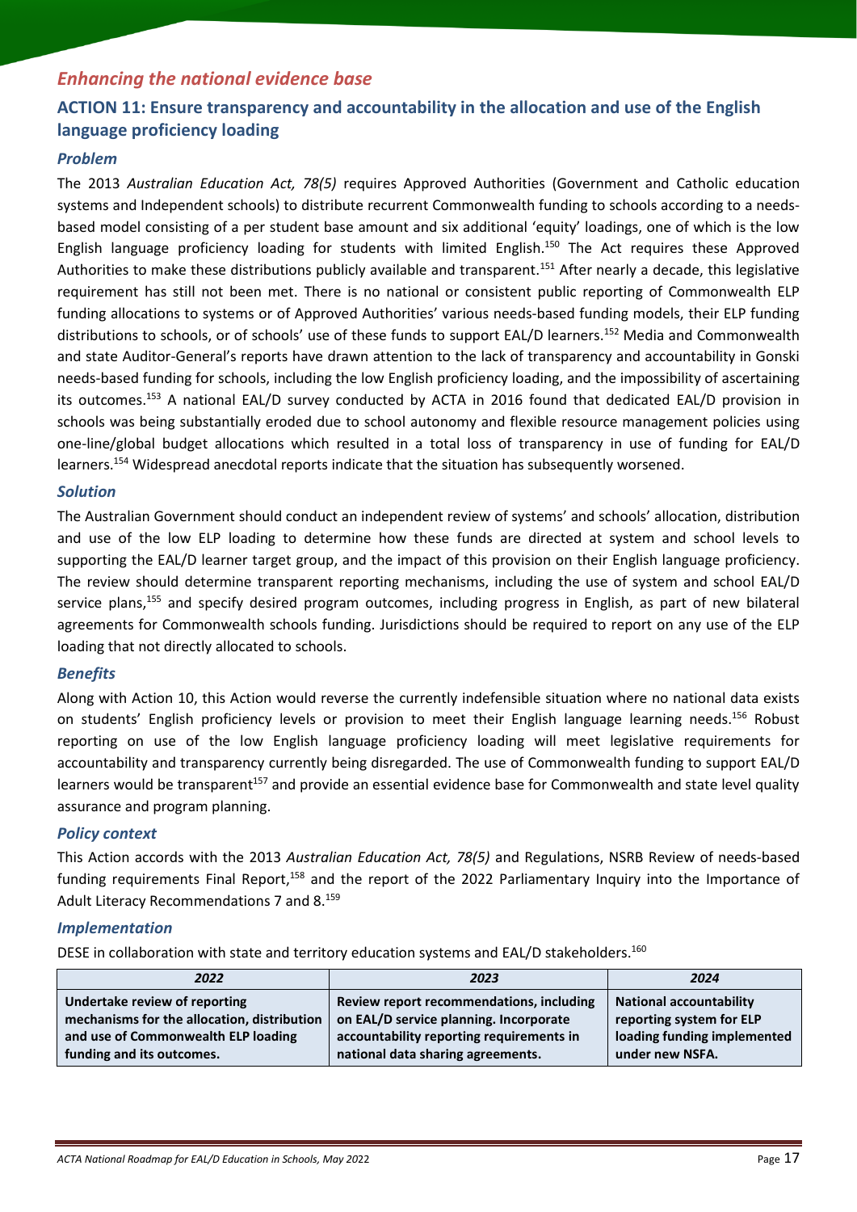## *Enhancing the national evidence base*

### ACTION 11: Ensure transparency and accountability in the allocation and use of the English language proficiency loading

#### *Problem*

The 2013 *Australian Education Act, 78(5)* requires Approved Authorities (Government and Catholic education systems and Independent schools) to distribute recurrent Commonwealth funding to schools according to a needs-based model consisting of a per student base amount and six additional 'equity' loadings, one of which is the low English language proficiency loading for students with limited English.[150] The Act requires these Approved Authorities to make these distributions publicly available and transparent.[151] After nearly a decade, this legislative requirement has still not been met. There is no national or consistent public reporting of Commonwealth ELP funding allocations to systems or of Approved Authorities' various needs-based funding models, their ELP funding distributions to schools, or of schools' use of these funds to support EAL/D learners.[152] Media and Commonwealth and state Auditor-General's reports have drawn attention to the lack of transparency and accountability in Gonski needs-based funding for schools, including the low English proficiency loading, and the impossibility of ascertaining its outcomes.[153] A national EAL/D survey conducted by ACTA in 2016 found that dedicated EAL/D provision in schools was being substantially eroded due to school autonomy and flexible resource management policies using one-line/global budget allocations which resulted in a total loss of transparency in use of funding for EAL/D learners.[154] Widespread anecdotal reports indicate that the situation has subsequently worsened.

#### *Solution*

The Australian Government should conduct an independent review of systems' and schools' allocation, distribution and use of the low ELP loading to determine how these funds are directed at system and school levels to supporting the EAL/D learner target group, and the impact of this provision on their English language proficiency. The review should determine transparent reporting mechanisms, including the use of system and school EAL/D service plans,[155] and specify desired program outcomes, including progress in English, as part of new bilateral agreements for Commonwealth schools funding. Jurisdictions should be required to report on any use of the ELP loading that not directly allocated to schools.

#### *Benefits*

Along with Action 10, this Action would reverse the currently indefensible situation where no national data exists on students' English proficiency levels or provision to meet their English language learning needs.[156] Robust reporting on use of the low English language proficiency loading will meet legislative requirements for accountability and transparency currently being disregarded. The use of Commonwealth funding to support EAL/D learners would be transparent[157] and provide an essential evidence base for Commonwealth and state level quality assurance and program planning.

#### *Policy context*

This Action accords with the 2013 *Australian Education Act, 78(5)* and Regulations, NSRB Review of needs-based funding requirements Final Report,[158] and the report of the 2022 Parliamentary Inquiry into the Importance of Adult Literacy Recommendations 7 and 8.[159]

#### *Implementation*

DESE in collaboration with state and territory education systems and EAL/D stakeholders.[160]

| *2022* | *2023* | *2024* |
|---|---|---|
| **Undertake review of reporting mechanisms for the allocation, distribution and use of Commonwealth ELP loading funding and its outcomes.** | **Review report recommendations, including on EAL/D service planning. Incorporate accountability reporting requirements in national data sharing agreements.** | **National accountability reporting system for ELP loading funding implemented under new NSFA.** |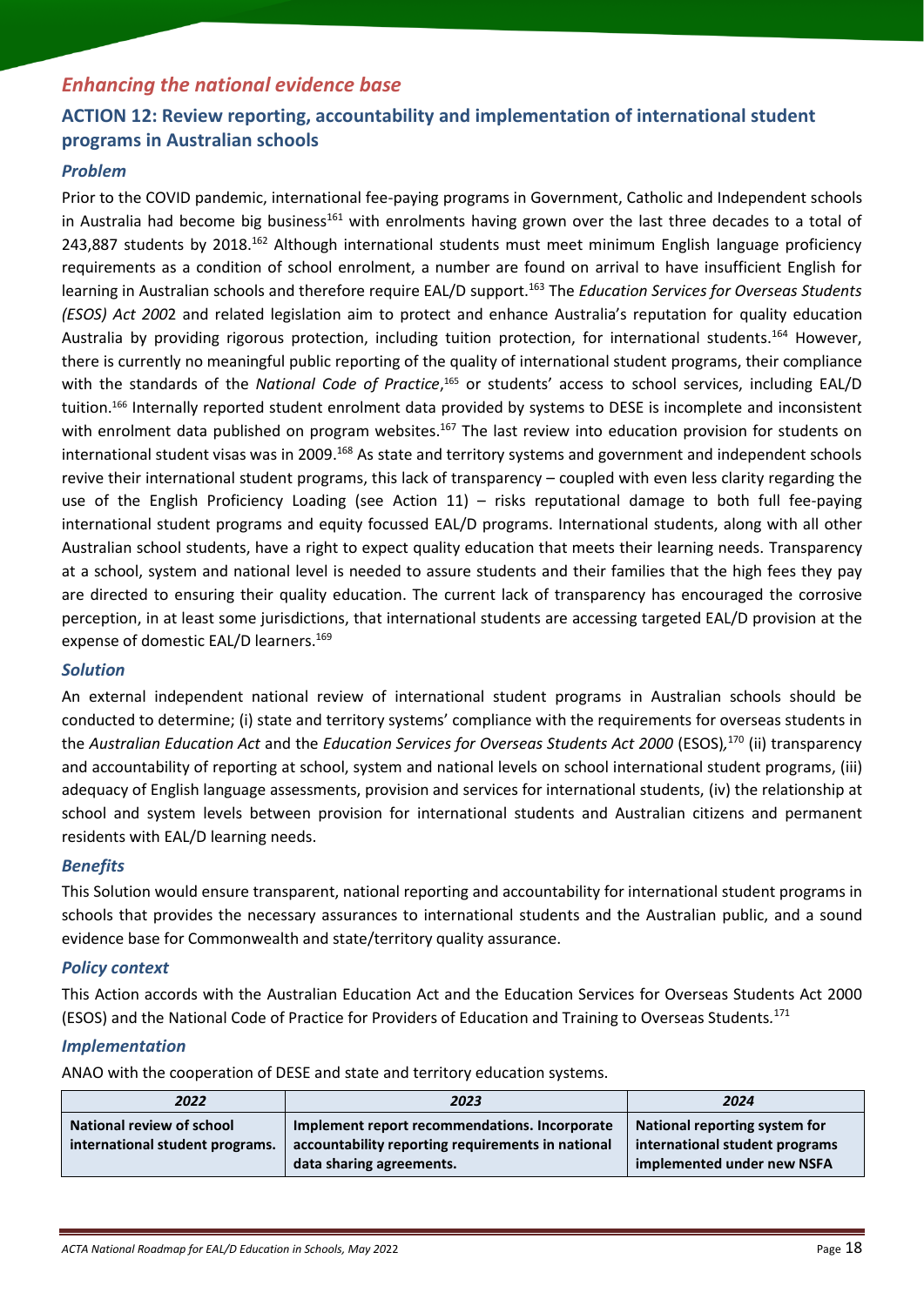## *Enhancing the national evidence base*

### ACTION 12: Review reporting, accountability and implementation of international student programs in Australian schools

#### *Problem*

Prior to the COVID pandemic, international fee-paying programs in Government, Catholic and Independent schools in Australia had become big business[161] with enrolments having grown over the last three decades to a total of 243,887 students by 2018.[162] Although international students must meet minimum English language proficiency requirements as a condition of school enrolment, a number are found on arrival to have insufficient English for learning in Australian schools and therefore require EAL/D support.[163] The *Education Services for Overseas Students (ESOS) Act 200*2 and related legislation aim to protect and enhance Australia's reputation for quality education Australia by providing rigorous protection, including tuition protection, for international students.[164] However, there is currently no meaningful public reporting of the quality of international student programs, their compliance with the standards of the *National Code of Practice*,[165] or students' access to school services, including EAL/D tuition.[166] Internally reported student enrolment data provided by systems to DESE is incomplete and inconsistent with enrolment data published on program websites.[167] The last review into education provision for students on international student visas was in 2009.[168] As state and territory systems and government and independent schools revive their international student programs, this lack of transparency – coupled with even less clarity regarding the use of the English Proficiency Loading (see Action 11) – risks reputational damage to both full fee-paying international student programs and equity focussed EAL/D programs. International students, along with all other Australian school students, have a right to expect quality education that meets their learning needs. Transparency at a school, system and national level is needed to assure students and their families that the high fees they pay are directed to ensuring their quality education. The current lack of transparency has encouraged the corrosive perception, in at least some jurisdictions, that international students are accessing targeted EAL/D provision at the expense of domestic EAL/D learners.[169]

#### *Solution*

An external independent national review of international student programs in Australian schools should be conducted to determine; (i) state and territory systems' compliance with the requirements for overseas students in the *Australian Education Act* and the *Education Services for Overseas Students Act 2000* (ESOS)*,*[170] (ii) transparency and accountability of reporting at school, system and national levels on school international student programs, (iii) adequacy of English language assessments, provision and services for international students, (iv) the relationship at school and system levels between provision for international students and Australian citizens and permanent residents with EAL/D learning needs.

#### *Benefits*

This Solution would ensure transparent, national reporting and accountability for international student programs in schools that provides the necessary assurances to international students and the Australian public, and a sound evidence base for Commonwealth and state/territory quality assurance.

#### *Policy context*

This Action accords with the Australian Education Act and the Education Services for Overseas Students Act 2000 (ESOS) and the National Code of Practice for Providers of Education and Training to Overseas Students.[171]

#### *Implementation*

ANAO with the cooperation of DESE and state and territory education systems.

| *2022* | *2023* | *2024* |
|---|---|---|
| **National review of school international student programs.** | **Implement report recommendations. Incorporate accountability reporting requirements in national data sharing agreements.** | **National reporting system for international student programs implemented under new NSFA** |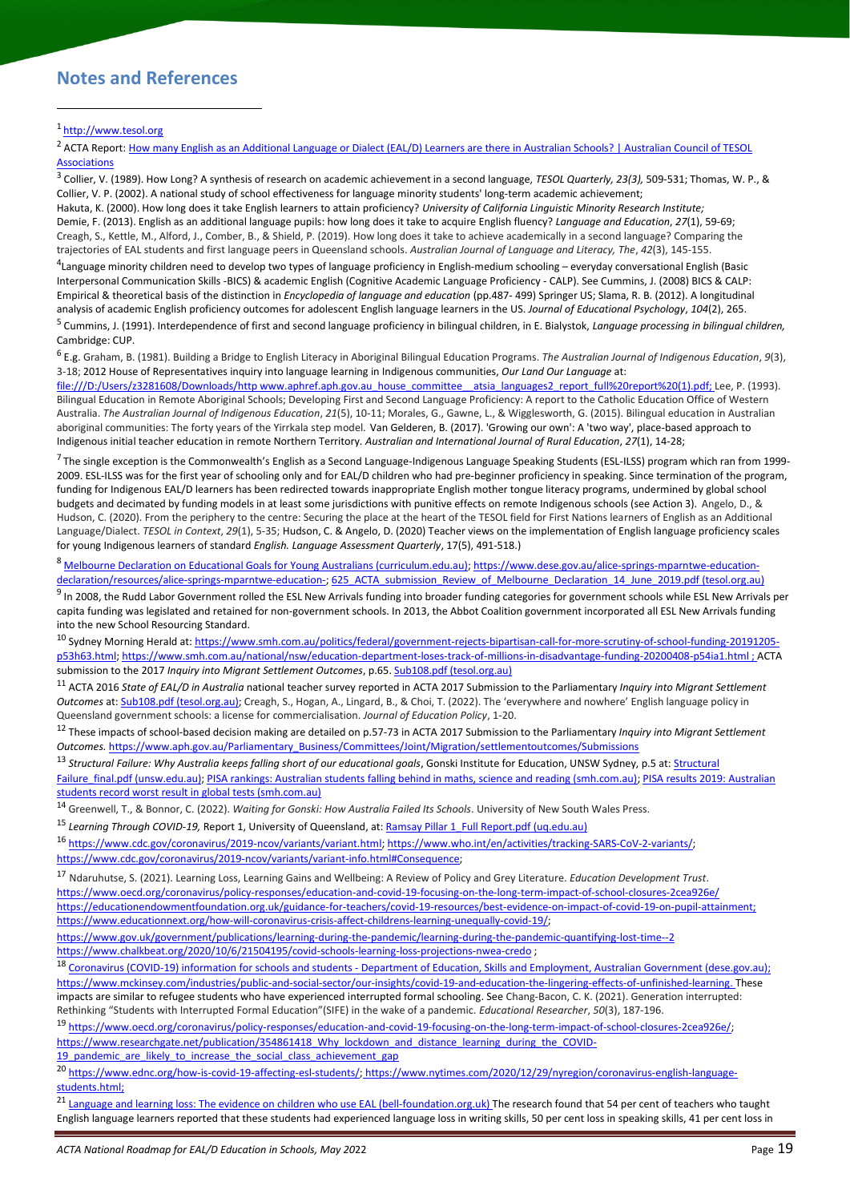## Notes and References

[1] http://www.tesol.org

[2] ACTA Report: How many English as an Additional Language or Dialect (EAL/D) Learners are there in Australian Schools? | Australian Council of TESOL Associations

[3] Collier, V. (1989). How Long? A synthesis of research on academic achievement in a second language, *TESOL Quarterly, 23(3),* 509-531; Thomas, W. P., & Collier, V. P. (2002). A national study of school effectiveness for language minority students' long-term academic achievement; Hakuta, K. (2000). How long does it take English learners to attain proficiency? *University of California Linguistic Minority Research Institute;* Demie, F. (2013). English as an additional language pupils: how long does it take to acquire English fluency? *Language and Education*, *27*(1), 59-69; Creagh, S., Kettle, M., Alford, J., Comber, B., & Shield, P. (2019). How long does it take to achieve academically in a second language? Comparing the trajectories of EAL students and first language peers in Queensland schools. *Australian Journal of Language and Literacy, The*, *42*(3), 145-155.

[4] Language minority children need to develop two types of language proficiency in English-medium schooling – everyday conversational English (Basic Interpersonal Communication Skills -BICS) & academic English (Cognitive Academic Language Proficiency - CALP). See Cummins, J. (2008) BICS & CALP: Empirical & theoretical basis of the distinction in *Encyclopedia of language and education* (pp.487- 499) Springer US; Slama, R. B. (2012). A longitudinal analysis of academic English proficiency outcomes for adolescent English language learners in the US. *Journal of Educational Psychology*, *104*(2), 265.

[5] Cummins, J. (1991). Interdependence of first and second language proficiency in bilingual children, in E. Bialystok, *Language processing in bilingual children,* Cambridge: CUP.

[6] E.g. Graham, B. (1981). Building a Bridge to English Literacy in Aboriginal Bilingual Education Programs. *The Australian Journal of Indigenous Education*, *9*(3), 3-18; 2012 House of Representatives inquiry into language learning in Indigenous communities, *Our Land Our Language* at: file:///D:/Users/z3281608/Downloads/http www.aphref.aph.gov.au_house_committee__atsia_languages2_report_full%20report%20(1).pdf; Lee, P. (1993). Bilingual Education in Remote Aboriginal Schools; Developing First and Second Language Proficiency: A report to the Catholic Education Office of Western Australia. *The Australian Journal of Indigenous Education*, *21*(5), 10-11; Morales, G., Gawne, L., & Wigglesworth, G. (2015). Bilingual education in Australian aboriginal communities: The forty years of the Yirrkala step model. Van Gelderen, B. (2017). 'Growing our own': A 'two way', place-based approach to Indigenous initial teacher education in remote Northern Territory. *Australian and International Journal of Rural Education*, *27*(1), 14-28;

[7] The single exception is the Commonwealth's English as a Second Language-Indigenous Language Speaking Students (ESL-ILSS) program which ran from 1999-2009. ESL-ILSS was for the first year of schooling only and for EAL/D children who had pre-beginner proficiency in speaking. Since termination of the program, funding for Indigenous EAL/D learners has been redirected towards inappropriate English mother tongue literacy programs, undermined by global school budgets and decimated by funding models in at least some jurisdictions with punitive effects on remote Indigenous schools (see Action 3). Angelo, D., & Hudson, C. (2020). From the periphery to the centre: Securing the place at the heart of the TESOL field for First Nations learners of English as an Additional Language/Dialect. *TESOL in Context*, *29*(1), 5-35; Hudson, C. & Angelo, D. (2020) Teacher views on the implementation of English language proficiency scales for young Indigenous learners of standard *English. Language Assessment Quarterly*, 17(5), 491-518.)

[8] Melbourne Declaration on Educational Goals for Young Australians (curriculum.edu.au); https://www.dese.gov.au/alice-springs-mparntwe-education-declaration/resources/alice-springs-mparntwe-education-; 625_ACTA_submission_Review_of_Melbourne_Declaration_14_June_2019.pdf (tesol.org.au)

[9] In 2008, the Rudd Labor Government rolled the ESL New Arrivals funding into broader funding categories for government schools while ESL New Arrivals per capita funding was legislated and retained for non-government schools. In 2013, the Abbot Coalition government incorporated all ESL New Arrivals funding into the new School Resourcing Standard.

[10] Sydney Morning Herald at: https://www.smh.com.au/politics/federal/government-rejects-bipartisan-call-for-more-scrutiny-of-school-funding-20191205-p53h63.html; https://www.smh.com.au/national/nsw/education-department-loses-track-of-millions-in-disadvantage-funding-20200408-p54ia1.html ; ACTA submission to the 2017 *Inquiry into Migrant Settlement Outcomes*, p.65. Sub108.pdf (tesol.org.au)

[11] ACTA 2016 *State of EAL/D in Australia* national teacher survey reported in ACTA 2017 Submission to the Parliamentary *Inquiry into Migrant Settlement Outcomes* at: Sub108.pdf (tesol.org.au); Creagh, S., Hogan, A., Lingard, B., & Choi, T. (2022). The 'everywhere and nowhere' English language policy in Queensland government schools: a license for commercialisation. *Journal of Education Policy*, 1-20.

[12] These impacts of school-based decision making are detailed on p.57-73 in ACTA 2017 Submission to the Parliamentary *Inquiry into Migrant Settlement Outcomes.* https://www.aph.gov.au/Parliamentary_Business/Committees/Joint/Migration/settlementoutcomes/Submissions

[13] *Structural Failure: Why Australia keeps falling short of our educational goals*, Gonski Institute for Education, UNSW Sydney, p.5 at: Structural Failure_final.pdf (unsw.edu.au); PISA rankings: Australian students falling behind in maths, science and reading (smh.com.au); PISA results 2019: Australian students record worst result in global tests (smh.com.au)

[14] Greenwell, T., & Bonnor, C. (2022). *Waiting for Gonski: How Australia Failed Its Schools*. University of New South Wales Press.

[15] *Learning Through COVID-19,* Report 1, University of Queensland, at: Ramsay Pillar 1_Full Report.pdf (uq.edu.au)

[16] https://www.cdc.gov/coronavirus/2019-ncov/variants/variant.html; https://www.who.int/en/activities/tracking-SARS-CoV-2-variants/; https://www.cdc.gov/coronavirus/2019-ncov/variants/variant-info.html#Consequence;

[17] Ndaruhutse, S. (2021). Learning Loss, Learning Gains and Wellbeing: A Review of Policy and Grey Literature. *Education Development Trust*. https://www.oecd.org/coronavirus/policy-responses/education-and-covid-19-focusing-on-the-long-term-impact-of-school-closures-2cea926e/ https://educationendowmentfoundation.org.uk/guidance-for-teachers/covid-19-resources/best-evidence-on-impact-of-covid-19-on-pupil-attainment; https://www.educationnext.org/how-will-coronavirus-crisis-affect-childrens-learning-unequally-covid-19/; https://www.gov.uk/government/publications/learning-during-the-pandemic/learning-during-the-pandemic-quantifying-lost-time--2 https://www.chalkbeat.org/2020/10/6/21504195/covid-schools-learning-loss-projections-nwea-credo ;

[18] Coronavirus (COVID-19) information for schools and students - Department of Education, Skills and Employment, Australian Government (dese.gov.au); https://www.mckinsey.com/industries/public-and-social-sector/our-insights/covid-19-and-education-the-lingering-effects-of-unfinished-learning. These impacts are similar to refugee students who have experienced interrupted formal schooling. See Chang-Bacon, C. K. (2021). Generation interrupted: Rethinking "Students with Interrupted Formal Education"(SIFE) in the wake of a pandemic. *Educational Researcher*, *50*(3), 187-196.

[19] https://www.oecd.org/coronavirus/policy-responses/education-and-covid-19-focusing-on-the-long-term-impact-of-school-closures-2cea926e/; https://www.researchgate.net/publication/354861418_Why_lockdown_and_distance_learning_during_the_COVID-19_pandemic_are_likely_to_increase_the_social_class_achievement_gap

[20] https://www.ednc.org/how-is-covid-19-affecting-esl-students/; https://www.nytimes.com/2020/12/29/nyregion/coronavirus-english-language-students.html;

[21] Language and learning loss: The evidence on children who use EAL (bell-foundation.org.uk) The research found that 54 per cent of teachers who taught English language learners reported that these students had experienced language loss in writing skills, 50 per cent loss in speaking skills, 41 per cent loss in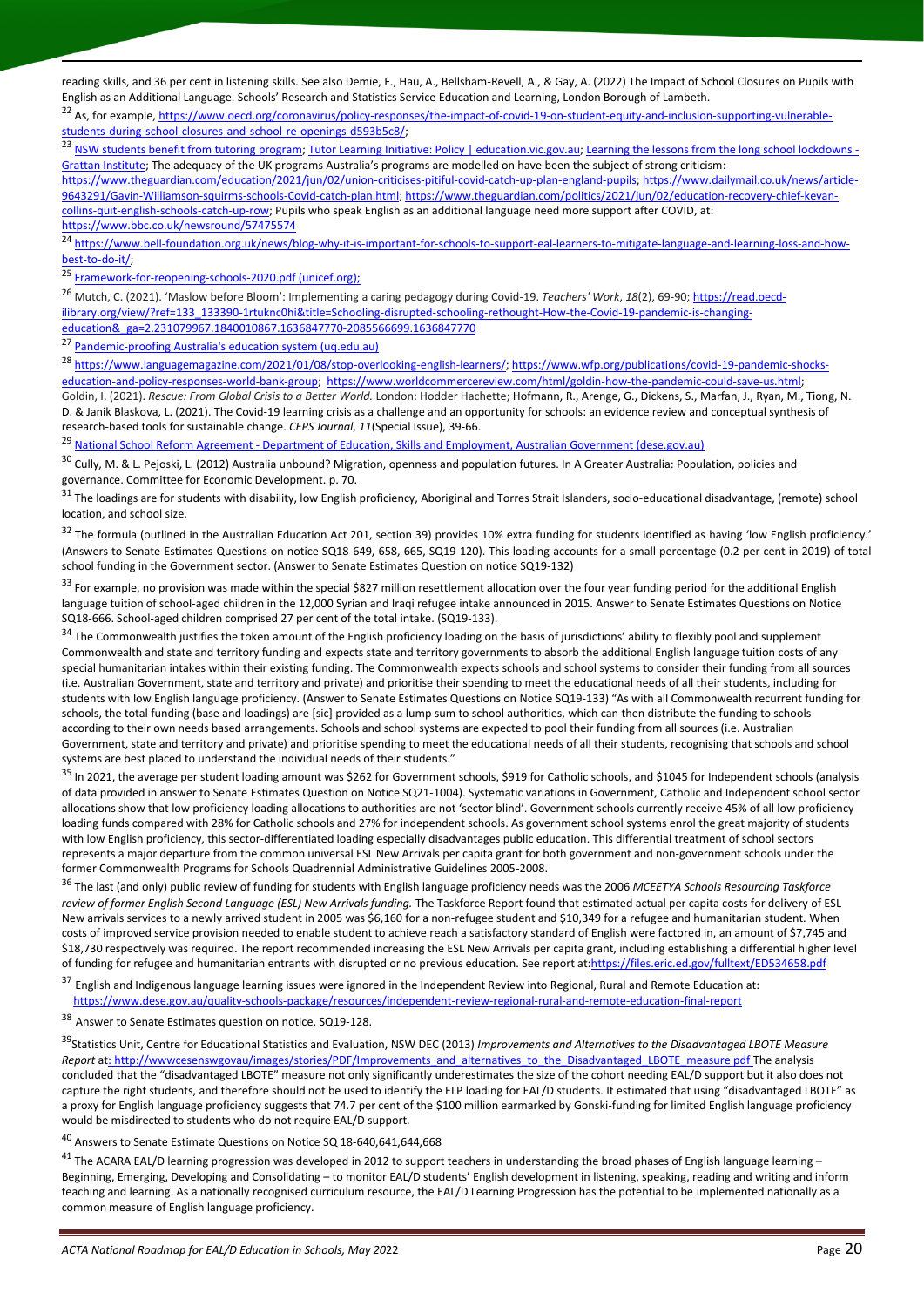reading skills, and 36 per cent in listening skills. See also Demie, F., Hau, A., Bellsham-Revell, A., & Gay, A. (2022) The Impact of School Closures on Pupils with English as an Additional Language. Schools' Research and Statistics Service Education and Learning, London Borough of Lambeth.

[22] As, for example, https://www.oecd.org/coronavirus/policy-responses/the-impact-of-covid-19-on-student-equity-and-inclusion-supporting-vulnerable-students-during-school-closures-and-school-re-openings-d593b5c8/;

[23] NSW students benefit from tutoring program; Tutor Learning Initiative: Policy | education.vic.gov.au; Learning the lessons from the long school lockdowns - Grattan Institute; The adequacy of the UK programs Australia's programs are modelled on have been the subject of strong criticism: https://www.theguardian.com/education/2021/jun/02/union-criticises-pitiful-covid-catch-up-plan-england-pupils; https://www.dailymail.co.uk/news/article-9643291/Gavin-Williamson-squirms-schools-Covid-catch-plan.html; https://www.theguardian.com/politics/2021/jun/02/education-recovery-chief-kevan-collins-quit-english-schools-catch-up-row; Pupils who speak English as an additional language need more support after COVID, at: https://www.bbc.co.uk/newsround/57475574

[24] https://www.bell-foundation.org.uk/news/blog-why-it-is-important-for-schools-to-support-eal-learners-to-mitigate-language-and-learning-loss-and-how-best-to-do-it/;

[25] Framework-for-reopening-schools-2020.pdf (unicef.org);

[26] Mutch, C. (2021). 'Maslow before Bloom': Implementing a caring pedagogy during Covid-19. *Teachers' Work*, *18*(2), 69-90; https://read.oecd-ilibrary.org/view/?ref=133_133390-1rtuknc0hi&title=Schooling-disrupted-schooling-rethought-How-the-Covid-19-pandemic-is-changing-education&_ga=2.231079967.1840010867.1636847770-2085566699.1636847770

[27] Pandemic-proofing Australia's education system (uq.edu.au)

[28] https://www.languagemagazine.com/2021/01/08/stop-overlooking-english-learners/; https://www.wfp.org/publications/covid-19-pandemic-shocks-education-and-policy-responses-world-bank-group; https://www.worldcommercereview.com/html/goldin-how-the-pandemic-could-save-us.html; Goldin, I. (2021). *Rescue: From Global Crisis to a Better World.* London: Hodder Hachette; Hofmann, R., Arenge, G., Dickens, S., Marfan, J., Ryan, M., Tiong, N. D. & Janik Blaskova, L. (2021). The Covid-19 learning crisis as a challenge and an opportunity for schools: an evidence review and conceptual synthesis of research-based tools for sustainable change. *CEPS Journal*, *11*(Special Issue), 39-66.

[29] National School Reform Agreement - Department of Education, Skills and Employment, Australian Government (dese.gov.au)

[30] Cully, M. & L. Pejoski, L. (2012) Australia unbound? Migration, openness and population futures. In A Greater Australia: Population, policies and governance. Committee for Economic Development. p. 70.

[31] The loadings are for students with disability, low English proficiency, Aboriginal and Torres Strait Islanders, socio-educational disadvantage, (remote) school location, and school size.

[32] The formula (outlined in the Australian Education Act 201, section 39) provides 10% extra funding for students identified as having 'low English proficiency.' (Answers to Senate Estimates Questions on notice SQ18-649, 658, 665, SQ19-120). This loading accounts for a small percentage (0.2 per cent in 2019) of total school funding in the Government sector. (Answer to Senate Estimates Question on notice SQ19-132)

[33] For example, no provision was made within the special $827 million resettlement allocation over the four year funding period for the additional English language tuition of school-aged children in the 12,000 Syrian and Iraqi refugee intake announced in 2015. Answer to Senate Estimates Questions on Notice SQ18-666. School-aged children comprised 27 per cent of the total intake. (SQ19-133).

[34] The Commonwealth justifies the token amount of the English proficiency loading on the basis of jurisdictions' ability to flexibly pool and supplement Commonwealth and state and territory funding and expects state and territory governments to absorb the additional English language tuition costs of any special humanitarian intakes within their existing funding. The Commonwealth expects schools and school systems to consider their funding from all sources (i.e. Australian Government, state and territory and private) and prioritise their spending to meet the educational needs of all their students, including for students with low English language proficiency. (Answer to Senate Estimates Questions on Notice SQ19-133) "As with all Commonwealth recurrent funding for schools, the total funding (base and loadings) are [sic] provided as a lump sum to school authorities, which can then distribute the funding to schools according to their own needs based arrangements. Schools and school systems are expected to pool their funding from all sources (i.e. Australian Government, state and territory and private) and prioritise spending to meet the educational needs of all their students, recognising that schools and school systems are best placed to understand the individual needs of their students."

[35] In 2021, the average per student loading amount was $262 for Government schools, $919 for Catholic schools, and $1045 for Independent schools (analysis of data provided in answer to Senate Estimates Question on Notice SQ21-1004). Systematic variations in Government, Catholic and Independent school sector allocations show that low proficiency loading allocations to authorities are not 'sector blind'. Government schools currently receive 45% of all low proficiency loading funds compared with 28% for Catholic schools and 27% for independent schools. As government school systems enrol the great majority of students with low English proficiency, this sector-differentiated loading especially disadvantages public education. This differential treatment of school sectors represents a major departure from the common universal ESL New Arrivals per capita grant for both government and non-government schools under the former Commonwealth Programs for Schools Quadrennial Administrative Guidelines 2005-2008.

[36] The last (and only) public review of funding for students with English language proficiency needs was the 2006 *MCEETYA Schools Resourcing Taskforce review of former English Second Language (ESL) New Arrivals funding.* The Taskforce Report found that estimated actual per capita costs for delivery of ESL New arrivals services to a newly arrived student in 2005 was $6,160 for a non-refugee student and $10,349 for a refugee and humanitarian student. When costs of improved service provision needed to enable student to achieve reach a satisfactory standard of English were factored in, an amount of $7,745 and $18,730 respectively was required. The report recommended increasing the ESL New Arrivals per capita grant, including establishing a differential higher level of funding for refugee and humanitarian entrants with disrupted or no previous education. See report at:https://files.eric.ed.gov/fulltext/ED534658.pdf

[37] English and Indigenous language learning issues were ignored in the Independent Review into Regional, Rural and Remote Education at: https://www.dese.gov.au/quality-schools-package/resources/independent-review-regional-rural-and-remote-education-final-report

[38] Answer to Senate Estimates question on notice, SQ19-128.

[39] Statistics Unit, Centre for Educational Statistics and Evaluation, NSW DEC (2013) *Improvements and Alternatives to the Disadvantaged LBOTE Measure Report* at: http://wwwcesenswgovau/images/stories/PDF/Improvements_and_alternatives_to_the_Disadvantaged_LBOTE_measure.pdf The analysis concluded that the "disadvantaged LBOTE" measure not only significantly underestimates the size of the cohort needing EAL/D support but it also does not capture the right students, and therefore should not be used to identify the ELP loading for EAL/D students. It estimated that using "disadvantaged LBOTE" as a proxy for English language proficiency suggests that 74.7 per cent of the $100 million earmarked by Gonski-funding for limited English language proficiency would be misdirected to students who do not require EAL/D support.

[40] Answers to Senate Estimate Questions on Notice SQ 18-640,641,644,668

[41] The ACARA EAL/D learning progression was developed in 2012 to support teachers in understanding the broad phases of English language learning – Beginning, Emerging, Developing and Consolidating – to monitor EAL/D students' English development in listening, speaking, reading and writing and inform teaching and learning. As a nationally recognised curriculum resource, the EAL/D Learning Progression has the potential to be implemented nationally as a common measure of English language proficiency.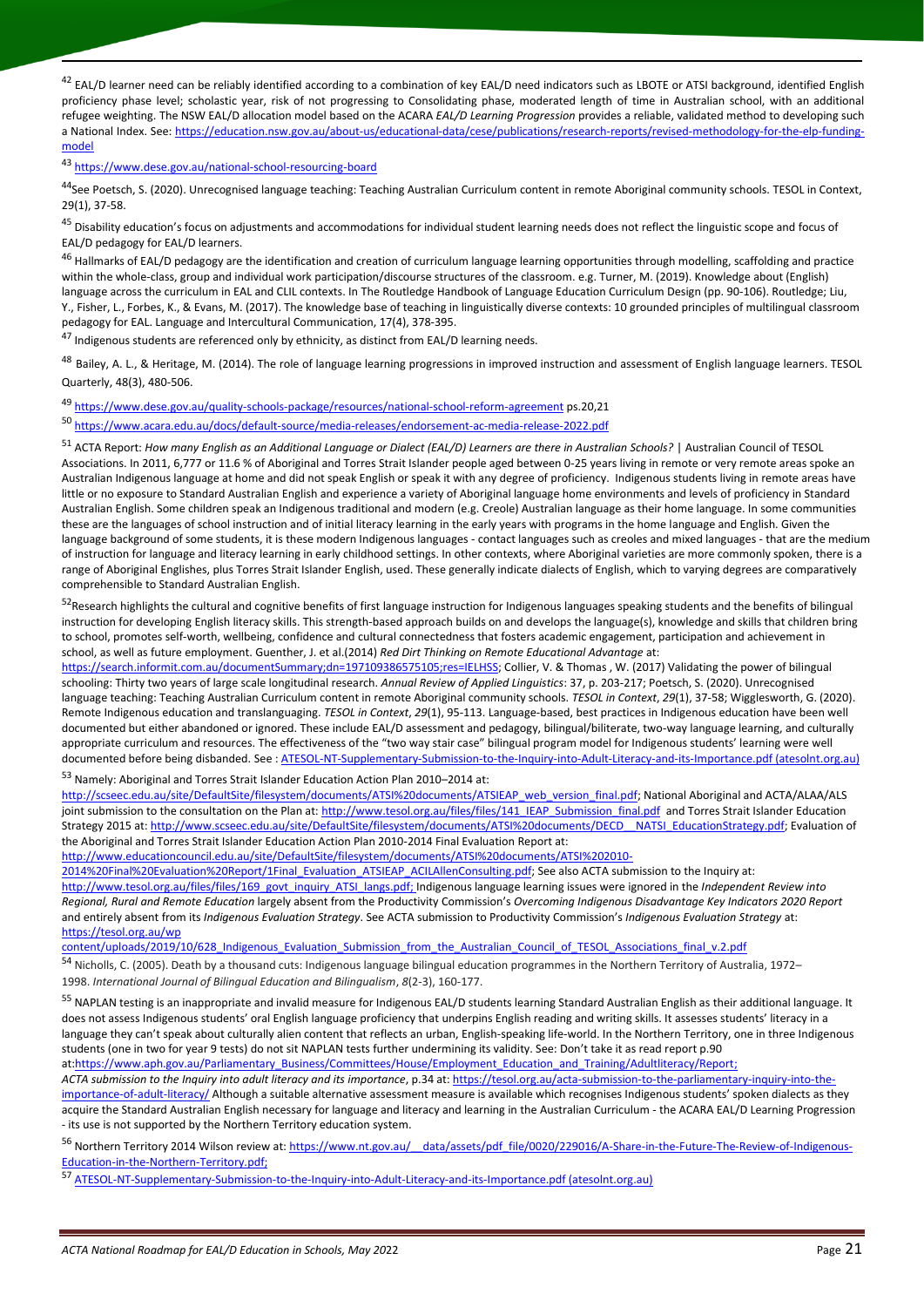[42] EAL/D learner need can be reliably identified according to a combination of key EAL/D need indicators such as LBOTE or ATSI background, identified English proficiency phase level; scholastic year, risk of not progressing to Consolidating phase, moderated length of time in Australian school, with an additional refugee weighting. The NSW EAL/D allocation model based on the ACARA *EAL/D Learning Progression* provides a reliable, validated method to developing such a National Index. See: https://education.nsw.gov.au/about-us/educational-data/cese/publications/research-reports/revised-methodology-for-the-elp-funding-model

[43] https://www.dese.gov.au/national-school-resourcing-board

[44] See Poetsch, S. (2020). Unrecognised language teaching: Teaching Australian Curriculum content in remote Aboriginal community schools. TESOL in Context, 29(1), 37-58.

[45] Disability education's focus on adjustments and accommodations for individual student learning needs does not reflect the linguistic scope and focus of EAL/D pedagogy for EAL/D learners.

[46] Hallmarks of EAL/D pedagogy are the identification and creation of curriculum language learning opportunities through modelling, scaffolding and practice within the whole-class, group and individual work participation/discourse structures of the classroom. e.g. Turner, M. (2019). Knowledge about (English) language across the curriculum in EAL and CLIL contexts. In The Routledge Handbook of Language Education Curriculum Design (pp. 90-106). Routledge; Liu, Y., Fisher, L., Forbes, K., & Evans, M. (2017). The knowledge base of teaching in linguistically diverse contexts: 10 grounded principles of multilingual classroom pedagogy for EAL. Language and Intercultural Communication, 17(4), 378-395.

[47] Indigenous students are referenced only by ethnicity, as distinct from EAL/D learning needs.

[48] Bailey, A. L., & Heritage, M. (2014). The role of language learning progressions in improved instruction and assessment of English language learners. TESOL Quarterly, 48(3), 480-506.

[49] https://www.dese.gov.au/quality-schools-package/resources/national-school-reform-agreement ps.20,21

[50] https://www.acara.edu.au/docs/default-source/media-releases/endorsement-ac-media-release-2022.pdf

[51] ACTA Report: *How many English as an Additional Language or Dialect (EAL/D) Learners are there in Australian Schools?* | Australian Council of TESOL Associations. In 2011, 6,777 or 11.6 % of Aboriginal and Torres Strait Islander people aged between 0-25 years living in remote or very remote areas spoke an Australian Indigenous language at home and did not speak English or speak it with any degree of proficiency. Indigenous students living in remote areas have little or no exposure to Standard Australian English and experience a variety of Aboriginal language home environments and levels of proficiency in Standard Australian English. Some children speak an Indigenous traditional and modern (e.g. Creole) Australian language as their home language. In some communities these are the languages of school instruction and of initial literacy learning in the early years with programs in the home language and English. Given the language background of some students, it is these modern Indigenous languages - contact languages such as creoles and mixed languages - that are the medium of instruction for language and literacy learning in early childhood settings. In other contexts, where Aboriginal varieties are more commonly spoken, there is a range of Aboriginal Englishes, plus Torres Strait Islander English, used. These generally indicate dialects of English, which to varying degrees are comparatively comprehensible to Standard Australian English.

[52] Research highlights the cultural and cognitive benefits of first language instruction for Indigenous languages speaking students and the benefits of bilingual instruction for developing English literacy skills. This strength-based approach builds on and develops the language(s), knowledge and skills that children bring to school, promotes self-worth, wellbeing, confidence and cultural connectedness that fosters academic engagement, participation and achievement in school, as well as future employment. Guenther, J. et al.(2014) *Red Dirt Thinking on Remote Educational Advantage* at: https://search.informit.com.au/documentSummary;dn=197109386575105;res=IELHSS; Collier, V. & Thomas , W. (2017) Validating the power of bilingual schooling: Thirty two years of large scale longitudinal research. *Annual Review of Applied Linguistics*: 37, p. 203-217; Poetsch, S. (2020). Unrecognised language teaching: Teaching Australian Curriculum content in remote Aboriginal community schools. *TESOL in Context*, *29*(1), 37-58; Wigglesworth, G. (2020). Remote Indigenous education and translanguaging. *TESOL in Context*, *29*(1), 95-113. Language-based, best practices in Indigenous education have been well documented but either abandoned or ignored. These include EAL/D assessment and pedagogy, bilingual/biliterate, two-way language learning, and culturally appropriate curriculum and resources. The effectiveness of the "two way stair case" bilingual program model for Indigenous students' learning were well documented before being disbanded. See : ATESOL-NT-Supplementary-Submission-to-the-Inquiry-into-Adult-Literacy-and-its-Importance.pdf (atesolnt.org.au)

[53] Namely: Aboriginal and Torres Strait Islander Education Action Plan 2010–2014 at: http://scseec.edu.au/site/DefaultSite/filesystem/documents/ATSI%20documents/ATSIEAP_web_version_final.pdf; National Aboriginal and ACTA/ALAA/ALS joint submission to the consultation on the Plan at: http://www.tesol.org.au/files/files/141_IEAP_Submission_final.pdf and Torres Strait Islander Education Strategy 2015 at: http://www.scseec.edu.au/site/DefaultSite/filesystem/documents/ATSI%20documents/DECD__NATSI_EducationStrategy.pdf; Evaluation of the Aboriginal and Torres Strait Islander Education Action Plan 2010-2014 Final Evaluation Report at: http://www.educationcouncil.edu.au/site/DefaultSite/filesystem/documents/ATSI%20documents/ATSI%202010-2014%20Final%20Evaluation%20Report/1Final_Evaluation_ATSIEAP_ACILAllenConsulting.pdf; See also ACTA submission to the Inquiry at: http://www.tesol.org.au/files/files/169_govt_inquiry_ATSI_langs.pdf; Indigenous language learning issues were ignored in the *Independent Review into Regional, Rural and Remote Education* largely absent from the Productivity Commission's *Overcoming Indigenous Disadvantage Key Indicators 2020 Report* and entirely absent from its *Indigenous Evaluation Strategy*. See ACTA submission to Productivity Commission's *Indigenous Evaluation Strategy* at: https://tesol.org.au/wp content/uploads/2019/10/628_Indigenous_Evaluation_Submission_from_the_Australian_Council_of_TESOL_Associations_final_v.2.pdf

[54] Nicholls, C. (2005). Death by a thousand cuts: Indigenous language bilingual education programmes in the Northern Territory of Australia, 1972–1998. *International Journal of Bilingual Education and Bilingualism*, *8*(2-3), 160-177.

[55] NAPLAN testing is an inappropriate and invalid measure for Indigenous EAL/D students learning Standard Australian English as their additional language. It does not assess Indigenous students' oral English language proficiency that underpins English reading and writing skills. It assesses students' literacy in a language they can't speak about culturally alien content that reflects an urban, English-speaking life-world. In the Northern Territory, one in three Indigenous students (one in two for year 9 tests) do not sit NAPLAN tests further undermining its validity. See: Don't take it as read report p.90 at:https://www.aph.gov.au/Parliamentary_Business/Committees/House/Employment_Education_and_Training/Adultliteracy/Report; *ACTA submission to the Inquiry into adult literacy and its importance*, p.34 at: https://tesol.org.au/acta-submission-to-the-parliamentary-inquiry-into-the-importance-of-adult-literacy/ Although a suitable alternative assessment measure is available which recognises Indigenous students' spoken dialects as they acquire the Standard Australian English necessary for language and literacy and learning in the Australian Curriculum - the ACARA EAL/D Learning Progression - its use is not supported by the Northern Territory education system.

[56] Northern Territory 2014 Wilson review at: https://www.nt.gov.au/__data/assets/pdf_file/0020/229016/A-Share-in-the-Future-The-Review-of-Indigenous-Education-in-the-Northern-Territory.pdf;

[57] ATESOL-NT-Supplementary-Submission-to-the-Inquiry-into-Adult-Literacy-and-its-Importance.pdf (atesolnt.org.au)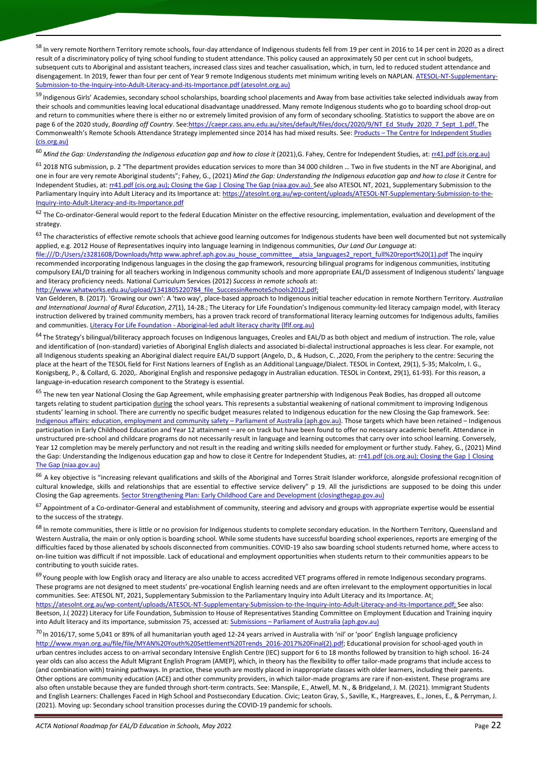[58] In very remote Northern Territory remote schools, four-day attendance of Indigenous students fell from 19 per cent in 2016 to 14 per cent in 2020 as a direct result of a discriminatory policy of tying school funding to student attendance. This policy caused an approximately 50 per cent cut in school budgets, subsequent cuts to Aboriginal and assistant teachers, increased class sizes and teacher casualisation, which, in turn, led to reduced student attendance and disengagement. In 2019, fewer than four per cent of Year 9 remote Indigenous students met minimum writing levels on NAPLAN. ATESOL-NT-Supplementary-Submission-to-the-Inquiry-into-Adult-Literacy-and-its-Importance.pdf (atesolnt.org.au)

[59] Indigenous Girls' Academies, secondary school scholarships, boarding school placements and Away from base activities take selected individuals away from their schools and communities leaving local educational disadvantage unaddressed. Many remote Indigenous students who go to boarding school drop-out and return to communities where there is either no or extremely limited provision of any form of secondary schooling. Statistics to support the above are on page 6 of the 2020 study, *Boarding off Country*. See:https://caepr.cass.anu.edu.au/sites/default/files/docs/2020/9/NT_Ed_Study_2020_7_Sept_1.pdf. The Commonwealth's Remote Schools Attendance Strategy implemented since 2014 has had mixed results. See: Products – The Centre for Independent Studies (cis.org.au)

[60] *Mind the Gap: Understanding the Indigenous education gap and how to close it* (2021),G. Fahey, Centre for Independent Studies, at: rr41.pdf (cis.org.au)

[61] 2018 NTG submission, p. 2 "The department provides education services to more than 34 000 children … Two in five students in the NT are Aboriginal, and one in four are very remote Aboriginal students"; Fahey, G., (2021) *Mind the Gap: Understanding the Indigenous education gap and how to close it* Centre for Independent Studies, at: rr41.pdf (cis.org.au); Closing the Gap | Closing The Gap (niaa.gov.au). See also ATESOL NT, 2021, Supplementary Submission to the Parliamentary Inquiry into Adult Literacy and its Importance at: https://atesolnt.org.au/wp-content/uploads/ATESOL-NT-Supplementary-Submission-to-the-Inquiry-into-Adult-Literacy-and-its-Importance.pdf

[62] The Co-ordinator-General would report to the federal Education Minister on the effective resourcing, implementation, evaluation and development of the strategy.

[63] The characteristics of effective remote schools that achieve good learning outcomes for Indigenous students have been well documented but not systemically applied, e.g. 2012 House of Representatives inquiry into language learning in Indigenous communities, *Our Land Our Language* at: file:///D:/Users/z3281608/Downloads/http www.aphref.aph.gov.au_house_committee__atsia_languages2_report_full%20report%20(1).pdf The inquiry recommended incorporating Indigenous languages in the closing the gap framework, resourcing bilingual programs for indigenous communities, instituting compulsory EAL/D training for all teachers working in Indigenous community schools and more appropriate EAL/D assessment of Indigenous students' language and literacy proficiency needs. National Curriculum Services (2012) *Success in remote schools* at: http://www.whatworks.edu.au/upload/1341805220784_file_SuccessinRemoteSchools2012.pdf; Van Gelderen, B. (2017). 'Growing our own': A 'two way', place-based approach to Indigenous initial teacher education in remote Northern Territory. *Australian and International Journal of Rural Education*, *27*(1), 14-28.; The Literacy for Life Foundation's Indigenous community-led literacy campaign model, with literacy instruction delivered by trained community members, has a proven track record of transformational literacy learning outcomes for Indigenous adults, families and communities. Literacy For Life Foundation - Aboriginal-led adult literacy charity (lflf.org.au)

[64] The Strategy's bilingual/biliteracy approach focuses on Indigenous languages, Creoles and EAL/D as both object and medium of instruction. The role, value and identification of (non-standard) varieties of Aboriginal English dialects and associated bi-dialectal instructional approaches is less clear. For example, not all Indigenous students speaking an Aboriginal dialect require EAL/D support (Angelo, D., & Hudson, C. ,2020, From the periphery to the centre: Securing the place at the heart of the TESOL field for First Nations learners of English as an Additional Language/Dialect. TESOL in Context, 29(1), 5-35; Malcolm, I. G., Konigsberg, P., & Collard, G. 2020,. Aboriginal English and responsive pedagogy in Australian education. TESOL in Context, 29(1), 61-93). For this reason, a language-in-education research component to the Strategy is essential.

[65] The new ten year National Closing the Gap Agreement, while emphasising greater partnership with Indigenous Peak Bodies, has dropped all outcome targets relating to student participation during the school years. This represents a substantial weakening of national commitment to improving Indigenous students' learning in school. There are currently no specific budget measures related to Indigenous education for the new Closing the Gap framework. See: Indigenous affairs: education, employment and community safety – Parliament of Australia (aph.gov.au). Those targets which have been retained – Indigenous participation in Early Childhood Education and Year 12 attainment – are on track but have been found to offer no necessary academic benefit. Attendance in unstructured pre-school and childcare programs do not necessarily result in language and learning outcomes that carry over into school learning. Conversely, Year 12 completion may be merely perfunctory and not result in the reading and writing skills needed for employment or further study. Fahey, G., (2021) Mind the Gap: Understanding the Indigenous education gap and how to close it Centre for Independent Studies, at: rr41.pdf (cis.org.au); Closing the Gap | Closing The Gap (niaa.gov.au)

[66] A key objective is "increasing relevant qualifications and skills of the Aboriginal and Torres Strait Islander workforce, alongside professional recognition of cultural knowledge, skills and relationships that are essential to effective service delivery" p 19. All the jurisdictions are supposed to be doing this under Closing the Gap agreements. Sector Strengthening Plan: Early Childhood Care and Development (closingthegap.gov.au)

[67] Appointment of a Co-ordinator-General and establishment of community, steering and advisory and groups with appropriate expertise would be essential to the success of the strategy.

[68] In remote communities, there is little or no provision for Indigenous students to complete secondary education. In the Northern Territory, Queensland and Western Australia, the main or only option is boarding school. While some students have successful boarding school experiences, reports are emerging of the difficulties faced by those alienated by schools disconnected from communities. COVID-19 also saw boarding school students returned home, where access to on-line tuition was difficult if not impossible. Lack of educational and employment opportunities when students return to their communities appears to be contributing to youth suicide rates.

[69] Young people with low English oracy and literacy are also unable to access accredited VET programs offered in remote Indigenous secondary programs. These programs are not designed to meet students' pre-vocational English learning needs and are often irrelevant to the employment opportunities in local communities. See: ATESOL NT, 2021, Supplementary Submission to the Parliamentary Inquiry into Adult Literacy and its Importance. At: https://atesolnt.org.au/wp-content/uploads/ATESOL-NT-Supplementary-Submission-to-the-Inquiry-into-Adult-Literacy-and-its-Importance.pdf; See also: Beetson, J.( 2022) Literacy for Life Foundation, Submission to House of Representatives Standing Committee on Employment Education and Training inquiry into Adult literacy and its importance, submission 75, accessed at: Submissions – Parliament of Australia (aph.gov.au)

[70] In 2016/17, some 5,041 or 89% of all humanitarian youth aged 12-24 years arrived in Australia with 'nil' or 'poor' English language proficiency http://www.myan.org.au/file/file/MYAN%20Youth%20Settlement%20Trends_2016-2017%20Final(2).pdf; Educational provision for school-aged youth in urban centres includes access to on-arrival secondary Intensive English Centre (IEC) support for 6 to 18 months followed by transition to high school. 16-24 year olds can also access the Adult Migrant English Program (AMEP), which, in theory has the flexibility to offer tailor-made programs that include access to (and combination with) training pathways. In practice, these youth are mostly placed in inappropriate classes with older learners, including their parents. Other options are community education (ACE) and other community providers, in which tailor-made programs are rare if non-existent. These programs are also often unstable because they are funded through short-term contracts. See: Manspile, E., Atwell, M. N., & Bridgeland, J. M. (2021). Immigrant Students and English Learners: Challenges Faced in High School and Postsecondary Education. Civic; Leaton Gray, S., Saville, K., Hargreaves, E., Jones, E., & Perryman, J. (2021). Moving up: Secondary school transition processes during the COVID-19 pandemic for schools.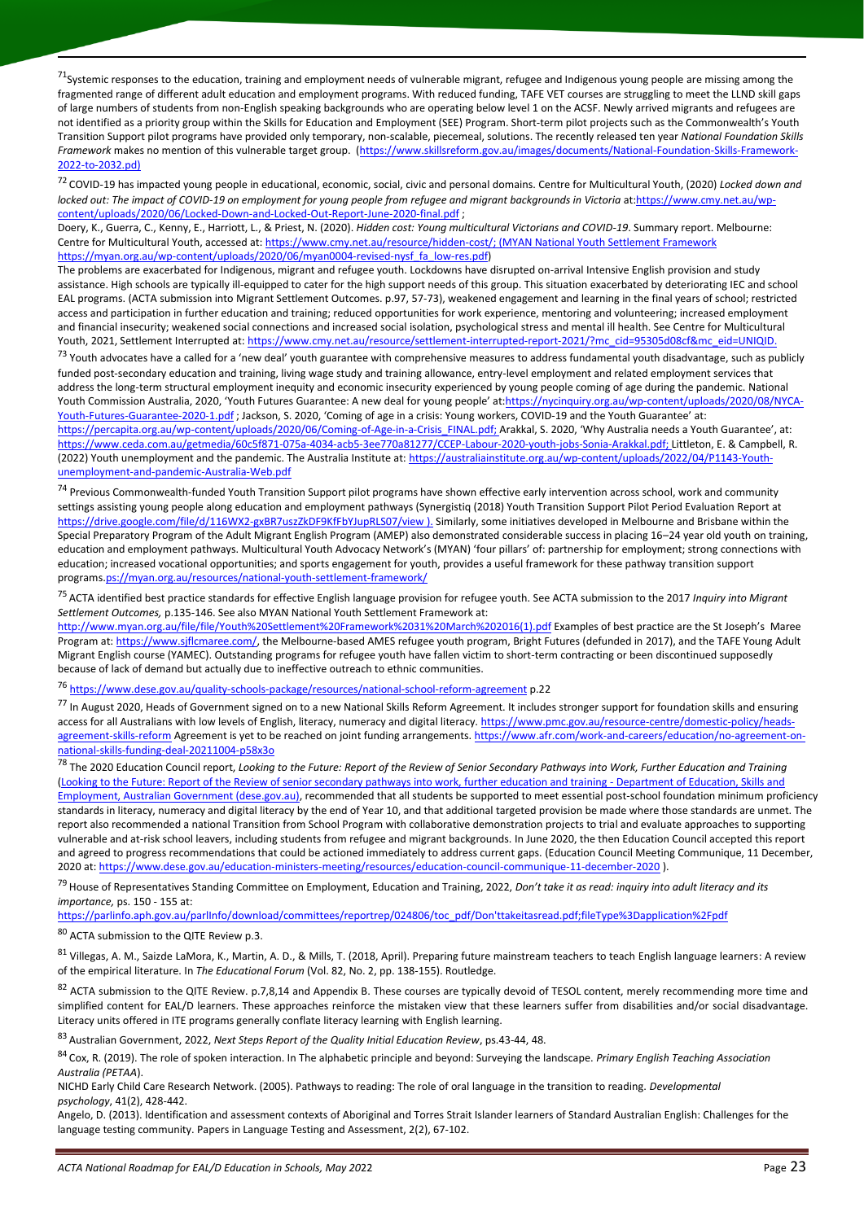[71]Systemic responses to the education, training and employment needs of vulnerable migrant, refugee and Indigenous young people are missing among the fragmented range of different adult education and employment programs. With reduced funding, TAFE VET courses are struggling to meet the LLND skill gaps of large numbers of students from non-English speaking backgrounds who are operating below level 1 on the ACSF. Newly arrived migrants and refugees are not identified as a priority group within the Skills for Education and Employment (SEE) Program. Short-term pilot projects such as the Commonwealth's Youth Transition Support pilot programs have provided only temporary, non-scalable, piecemeal, solutions. The recently released ten year *National Foundation Skills Framework* makes no mention of this vulnerable target group. (https://www.skillsreform.gov.au/images/documents/National-Foundation-Skills-Framework-2022-to-2032.pd)

[72] COVID-19 has impacted young people in educational, economic, social, civic and personal domains. Centre for Multicultural Youth, (2020) *Locked down and locked out: The impact of COVID-19 on employment for young people from refugee and migrant backgrounds in Victoria* at:https://www.cmy.net.au/wp-content/uploads/2020/06/Locked-Down-and-Locked-Out-Report-June-2020-final.pdf ;
Doery, K., Guerra, C., Kenny, E., Harriott, L., & Priest, N. (2020). *Hidden cost: Young multicultural Victorians and COVID-19*. Summary report. Melbourne: Centre for Multicultural Youth, accessed at: https://www.cmy.net.au/resource/hidden-cost/; (MYAN National Youth Settlement Framework https://myan.org.au/wp-content/uploads/2020/06/myan0004-revised-nysf_fa_low-res.pdf)
The problems are exacerbated for Indigenous, migrant and refugee youth. Lockdowns have disrupted on-arrival Intensive English provision and study assistance. High schools are typically ill-equipped to cater for the high support needs of this group. This situation exacerbated by deteriorating IEC and school EAL programs. (ACTA submission into Migrant Settlement Outcomes. p.97, 57-73), weakened engagement and learning in the final years of school; restricted access and participation in further education and training; reduced opportunities for work experience, mentoring and volunteering; increased employment and financial insecurity; weakened social connections and increased social isolation, psychological stress and mental ill health. See Centre for Multicultural Youth, 2021, Settlement Interrupted at: https://www.cmy.net.au/resource/settlement-interrupted-report-2021/?mc_cid=95305d08cf&mc_eid=UNIQID.

[73] Youth advocates have a called for a 'new deal' youth guarantee with comprehensive measures to address fundamental youth disadvantage, such as publicly funded post-secondary education and training, living wage study and training allowance, entry-level employment and related employment services that address the long-term structural employment inequity and economic insecurity experienced by young people coming of age during the pandemic. National Youth Commission Australia, 2020, 'Youth Futures Guarantee: A new deal for young people' at:https://nycinquiry.org.au/wp-content/uploads/2020/08/NYCA-Youth-Futures-Guarantee-2020-1.pdf ; Jackson, S. 2020, 'Coming of age in a crisis: Young workers, COVID-19 and the Youth Guarantee' at: https://percapita.org.au/wp-content/uploads/2020/06/Coming-of-Age-in-a-Crisis_FINAL.pdf; Arakkal, S. 2020, 'Why Australia needs a Youth Guarantee', at: https://www.ceda.com.au/getmedia/60c5f871-075a-4034-acb5-3ee770a81277/CCEP-Labour-2020-youth-jobs-Sonia-Arakkal.pdf; Littleton, E. & Campbell, R. (2022) Youth unemployment and the pandemic. The Australia Institute at: https://australiainstitute.org.au/wp-content/uploads/2022/04/P1143-Youth-unemployment-and-pandemic-Australia-Web.pdf

[74] Previous Commonwealth-funded Youth Transition Support pilot programs have shown effective early intervention across school, work and community settings assisting young people along education and employment pathways (Synergistiq (2018) Youth Transition Support Pilot Period Evaluation Report at https://drive.google.com/file/d/116WX2-gxBR7uszZkDF9KfFbYJupRLS07/view ). Similarly, some initiatives developed in Melbourne and Brisbane within the Special Preparatory Program of the Adult Migrant English Program (AMEP) also demonstrated considerable success in placing 16–24 year old youth on training, education and employment pathways. Multicultural Youth Advocacy Network's (MYAN) 'four pillars' of: partnership for employment; strong connections with education; increased vocational opportunities; and sports engagement for youth, provides a useful framework for these pathway transition support programs.ps://myan.org.au/resources/national-youth-settlement-framework/

[75] ACTA identified best practice standards for effective English language provision for refugee youth. See ACTA submission to the 2017 *Inquiry into Migrant Settlement Outcomes,* p.135-146. See also MYAN National Youth Settlement Framework at:
http://www.myan.org.au/file/file/Youth%20Settlement%20Framework%2031%20March%202016(1).pdf Examples of best practice are the St Joseph's Maree Program at: https://www.sjflcmaree.com/, the Melbourne-based AMES refugee youth program, Bright Futures (defunded in 2017), and the TAFE Young Adult Migrant English course (YAMEC). Outstanding programs for refugee youth have fallen victim to short-term contracting or been discontinued supposedly because of lack of demand but actually due to ineffective outreach to ethnic communities.

[76] https://www.dese.gov.au/quality-schools-package/resources/national-school-reform-agreement p.22

[77] In August 2020, Heads of Government signed on to a new National Skills Reform Agreement. It includes stronger support for foundation skills and ensuring access for all Australians with low levels of English, literacy, numeracy and digital literacy. https://www.pmc.gov.au/resource-centre/domestic-policy/heads-agreement-skills-reform Agreement is yet to be reached on joint funding arrangements. https://www.afr.com/work-and-careers/education/no-agreement-on-national-skills-funding-deal-20211004-p58x3o

[78] The 2020 Education Council report, *Looking to the Future: Report of the Review of Senior Secondary Pathways into Work, Further Education and Training* (Looking to the Future: Report of the Review of senior secondary pathways into work, further education and training - Department of Education, Skills and Employment, Australian Government (dese.gov.au), recommended that all students be supported to meet essential post-school foundation minimum proficiency standards in literacy, numeracy and digital literacy by the end of Year 10, and that additional targeted provision be made where those standards are unmet. The report also recommended a national Transition from School Program with collaborative demonstration projects to trial and evaluate approaches to supporting vulnerable and at-risk school leavers, including students from refugee and migrant backgrounds. In June 2020, the then Education Council accepted this report and agreed to progress recommendations that could be actioned immediately to address current gaps. (Education Council Meeting Communique, 11 December, 2020 at: https://www.dese.gov.au/education-ministers-meeting/resources/education-council-communique-11-december-2020 ).

[79] House of Representatives Standing Committee on Employment, Education and Training, 2022, *Don't take it as read: inquiry into adult literacy and its importance,* ps. 150 - 155 at:
https://parlinfo.aph.gov.au/parlInfo/download/committees/reportrep/024806/toc_pdf/Don'ttakeitasread.pdf;fileType%3Dapplication%2Fpdf

[80] ACTA submission to the QITE Review p.3.

[81] Villegas, A. M., Saizde LaMora, K., Martin, A. D., & Mills, T. (2018, April). Preparing future mainstream teachers to teach English language learners: A review of the empirical literature. In *The Educational Forum* (Vol. 82, No. 2, pp. 138-155). Routledge.

[82] ACTA submission to the QITE Review. p.7,8,14 and Appendix B. These courses are typically devoid of TESOL content, merely recommending more time and simplified content for EAL/D learners. These approaches reinforce the mistaken view that these learners suffer from disabilities and/or social disadvantage. Literacy units offered in ITE programs generally conflate literacy learning with English learning.

[83] Australian Government, 2022, *Next Steps Report of the Quality Initial Education Review*, ps.43-44, 48.

[84] Cox, R. (2019). The role of spoken interaction. In The alphabetic principle and beyond: Surveying the landscape. *Primary English Teaching Association Australia (PETAA*).
NICHD Early Child Care Research Network. (2005). Pathways to reading: The role of oral language in the transition to reading. *Developmental psychology*, 41(2), 428-442.
Angelo, D. (2013). Identification and assessment contexts of Aboriginal and Torres Strait Islander learners of Standard Australian English: Challenges for the language testing community. Papers in Language Testing and Assessment, 2(2), 67-102.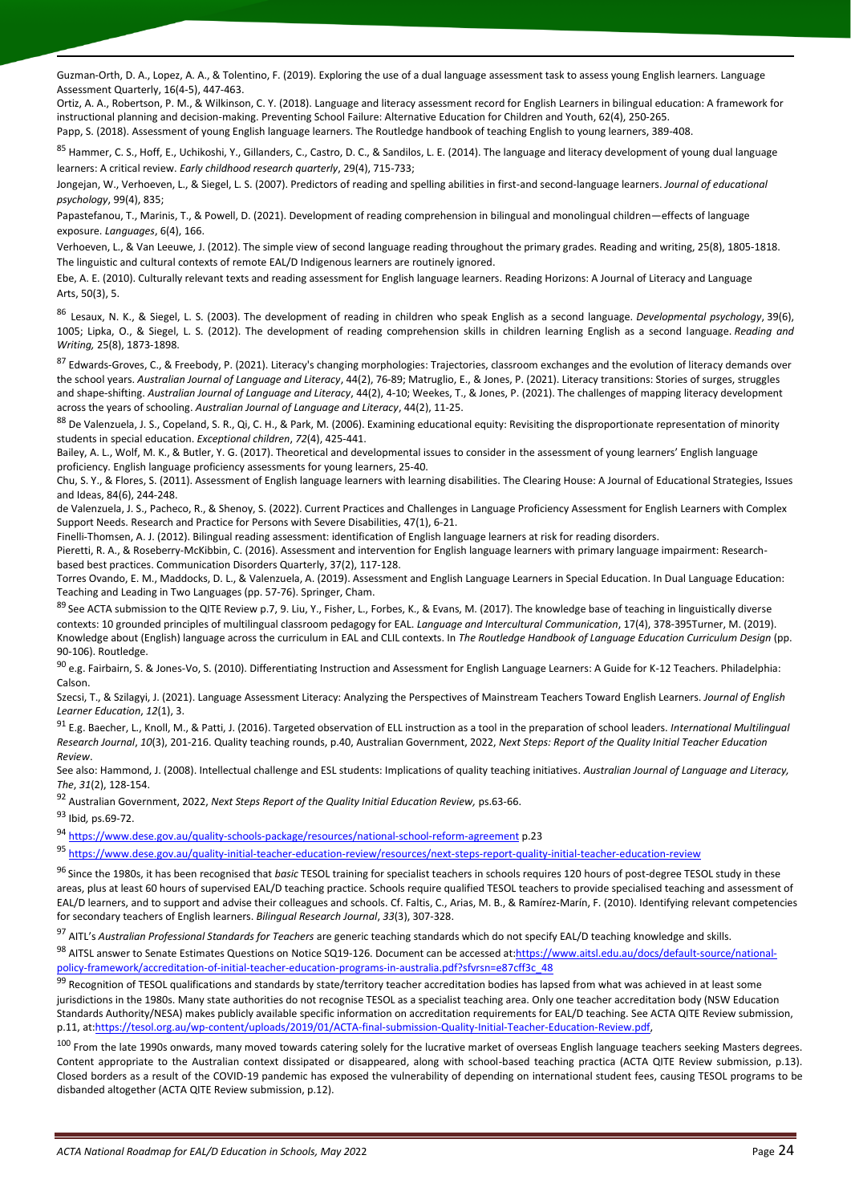Guzman-Orth, D. A., Lopez, A. A., & Tolentino, F. (2019). Exploring the use of a dual language assessment task to assess young English learners. Language Assessment Quarterly, 16(4-5), 447-463.

Ortiz, A. A., Robertson, P. M., & Wilkinson, C. Y. (2018). Language and literacy assessment record for English Learners in bilingual education: A framework for instructional planning and decision-making. Preventing School Failure: Alternative Education for Children and Youth, 62(4), 250-265.

Papp, S. (2018). Assessment of young English language learners. The Routledge handbook of teaching English to young learners, 389-408.

[85] Hammer, C. S., Hoff, E., Uchikoshi, Y., Gillanders, C., Castro, D. C., & Sandilos, L. E. (2014). The language and literacy development of young dual language learners: A critical review. *Early childhood research quarterly*, 29(4), 715-733;

Jongejan, W., Verhoeven, L., & Siegel, L. S. (2007). Predictors of reading and spelling abilities in first-and second-language learners. *Journal of educational psychology*, 99(4), 835;

Papastefanou, T., Marinis, T., & Powell, D. (2021). Development of reading comprehension in bilingual and monolingual children—effects of language exposure. *Languages*, 6(4), 166.

Verhoeven, L., & Van Leeuwe, J. (2012). The simple view of second language reading throughout the primary grades. Reading and writing, 25(8), 1805-1818. The linguistic and cultural contexts of remote EAL/D Indigenous learners are routinely ignored.

Ebe, A. E. (2010). Culturally relevant texts and reading assessment for English language learners. Reading Horizons: A Journal of Literacy and Language Arts, 50(3), 5.

[86] Lesaux, N. K., & Siegel, L. S. (2003). The development of reading in children who speak English as a second language. *Developmental psychology*, 39(6), 1005; Lipka, O., & Siegel, L. S. (2012). The development of reading comprehension skills in children learning English as a second language. *Reading and Writing,* 25(8), 1873-1898.

[87] Edwards-Groves, C., & Freebody, P. (2021). Literacy's changing morphologies: Trajectories, classroom exchanges and the evolution of literacy demands over the school years. *Australian Journal of Language and Literacy*, 44(2), 76-89; Matruglio, E., & Jones, P. (2021). Literacy transitions: Stories of surges, struggles and shape-shifting. *Australian Journal of Language and Literacy*, 44(2), 4-10; Weekes, T., & Jones, P. (2021). The challenges of mapping literacy development across the years of schooling. *Australian Journal of Language and Literacy*, 44(2), 11-25.

[88] De Valenzuela, J. S., Copeland, S. R., Qi, C. H., & Park, M. (2006). Examining educational equity: Revisiting the disproportionate representation of minority students in special education. *Exceptional children*, *72*(4), 425-441.

Bailey, A. L., Wolf, M. K., & Butler, Y. G. (2017). Theoretical and developmental issues to consider in the assessment of young learners' English language proficiency. English language proficiency assessments for young learners, 25-40.

Chu, S. Y., & Flores, S. (2011). Assessment of English language learners with learning disabilities. The Clearing House: A Journal of Educational Strategies, Issues and Ideas, 84(6), 244-248.

de Valenzuela, J. S., Pacheco, R., & Shenoy, S. (2022). Current Practices and Challenges in Language Proficiency Assessment for English Learners with Complex Support Needs. Research and Practice for Persons with Severe Disabilities, 47(1), 6-21.

Finelli-Thomsen, A. J. (2012). Bilingual reading assessment: identification of English language learners at risk for reading disorders.

Pieretti, R. A., & Roseberry-McKibbin, C. (2016). Assessment and intervention for English language learners with primary language impairment: Research-based best practices. Communication Disorders Quarterly, 37(2), 117-128.

Torres Ovando, E. M., Maddocks, D. L., & Valenzuela, A. (2019). Assessment and English Language Learners in Special Education. In Dual Language Education: Teaching and Leading in Two Languages (pp. 57-76). Springer, Cham.

[89] See ACTA submission to the QITE Review p.7, 9. Liu, Y., Fisher, L., Forbes, K., & Evans, M. (2017). The knowledge base of teaching in linguistically diverse contexts: 10 grounded principles of multilingual classroom pedagogy for EAL. *Language and Intercultural Communication*, 17(4), 378-395Turner, M. (2019). Knowledge about (English) language across the curriculum in EAL and CLIL contexts. In *The Routledge Handbook of Language Education Curriculum Design* (pp. 90-106). Routledge.

[90] e.g. Fairbairn, S. & Jones-Vo, S. (2010). Differentiating Instruction and Assessment for English Language Learners: A Guide for K-12 Teachers. Philadelphia: Calson.

Szecsi, T., & Szilagyi, J. (2021). Language Assessment Literacy: Analyzing the Perspectives of Mainstream Teachers Toward English Learners. *Journal of English Learner Education*, *12*(1), 3.

[91] E.g. Baecher, L., Knoll, M., & Patti, J. (2016). Targeted observation of ELL instruction as a tool in the preparation of school leaders. *International Multilingual Research Journal*, *10*(3), 201-216. Quality teaching rounds, p.40, Australian Government, 2022, *Next Steps: Report of the Quality Initial Teacher Education Review*.

See also: Hammond, J. (2008). Intellectual challenge and ESL students: Implications of quality teaching initiatives. *Australian Journal of Language and Literacy, The*, *31*(2), 128-154.

[92] Australian Government, 2022, *Next Steps Report of the Quality Initial Education Review,* ps.63-66.

[93] Ibid*,* ps.69-72.

[94] https://www.dese.gov.au/quality-schools-package/resources/national-school-reform-agreement p.23

[95] https://www.dese.gov.au/quality-initial-teacher-education-review/resources/next-steps-report-quality-initial-teacher-education-review

[96] Since the 1980s, it has been recognised that *basic* TESOL training for specialist teachers in schools requires 120 hours of post-degree TESOL study in these areas, plus at least 60 hours of supervised EAL/D teaching practice. Schools require qualified TESOL teachers to provide specialised teaching and assessment of EAL/D learners, and to support and advise their colleagues and schools. Cf. Faltis, C., Arias, M. B., & Ramírez-Marín, F. (2010). Identifying relevant competencies for secondary teachers of English learners. *Bilingual Research Journal*, *33*(3), 307-328.

[97] AITL's *Australian Professional Standards for Teachers* are generic teaching standards which do not specify EAL/D teaching knowledge and skills.

[98] AITSL answer to Senate Estimates Questions on Notice SQ19-126. Document can be accessed at:https://www.aitsl.edu.au/docs/default-source/national-policy-framework/accreditation-of-initial-teacher-education-programs-in-australia.pdf?sfvrsn=e87cff3c_48

[99] Recognition of TESOL qualifications and standards by state/territory teacher accreditation bodies has lapsed from what was achieved in at least some jurisdictions in the 1980s. Many state authorities do not recognise TESOL as a specialist teaching area. Only one teacher accreditation body (NSW Education Standards Authority/NESA) makes publicly available specific information on accreditation requirements for EAL/D teaching. See ACTA QITE Review submission, p.11, at:https://tesol.org.au/wp-content/uploads/2019/01/ACTA-final-submission-Quality-Initial-Teacher-Education-Review.pdf,

[100] From the late 1990s onwards, many moved towards catering solely for the lucrative market of overseas English language teachers seeking Masters degrees. Content appropriate to the Australian context dissipated or disappeared, along with school-based teaching practica (ACTA QITE Review submission, p.13). Closed borders as a result of the COVID-19 pandemic has exposed the vulnerability of depending on international student fees, causing TESOL programs to be disbanded altogether (ACTA QITE Review submission, p.12).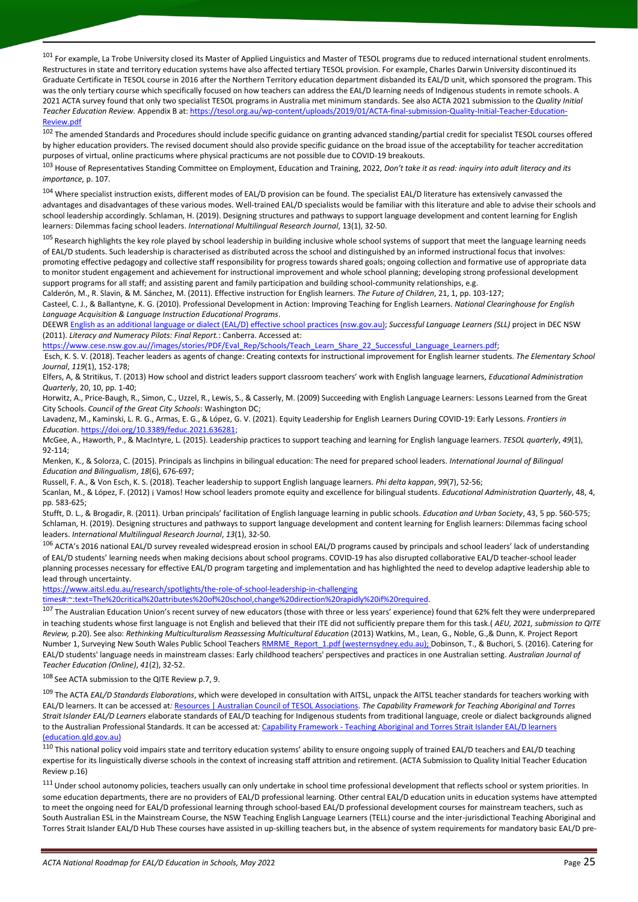[101] For example, La Trobe University closed its Master of Applied Linguistics and Master of TESOL programs due to reduced international student enrolments. Restructures in state and territory education systems have also affected tertiary TESOL provision. For example, Charles Darwin University discontinued its Graduate Certificate in TESOL course in 2016 after the Northern Territory education department disbanded its EAL/D unit, which sponsored the program. This was the only tertiary course which specifically focused on how teachers can address the EAL/D learning needs of Indigenous students in remote schools. A 2021 ACTA survey found that only two specialist TESOL programs in Australia met minimum standards. See also ACTA 2021 submission to the *Quality Initial Teacher Education Review.* Appendix B at: [https://tesol.org.au/wp-content/uploads/2019/01/ACTA-final-submission-Quality-Initial-Teacher-Education-Review.pdf](https://tesol.org.au/wp-content/uploads/2019/01/ACTA-final-submission-Quality-Initial-Teacher-Education-Review.pdf)

[102] The amended Standards and Procedures should include specific guidance on granting advanced standing/partial credit for specialist TESOL courses offered by higher education providers. The revised document should also provide specific guidance on the broad issue of the acceptability for teacher accreditation purposes of virtual, online practicums where physical practicums are not possible due to COVID-19 breakouts.

[103] House of Representatives Standing Committee on Employment, Education and Training, 2022, *Don't take it as read: inquiry into adult literacy and its importance,* p. 107.

[104] Where specialist instruction exists, different modes of EAL/D provision can be found. The specialist EAL/D literature has extensively canvassed the advantages and disadvantages of these various modes. Well-trained EAL/D specialists would be familiar with this literature and able to advise their schools and school leadership accordingly. Schlaman, H. (2019). Designing structures and pathways to support language development and content learning for English learners: Dilemmas facing school leaders. *International Multilingual Research Journal*, 13(1), 32-50.

[105] Research highlights the key role played by school leadership in building inclusive whole school systems of support that meet the language learning needs of EAL/D students. Such leadership is characterised as distributed across the school and distinguished by an informed instructional focus that involves: promoting effective pedagogy and collective staff responsibility for progress towards shared goals; ongoing collection and formative use of appropriate data to monitor student engagement and achievement for instructional improvement and whole school planning; developing strong professional development support programs for all staff; and assisting parent and family participation and building school-community relationships, e.g.

Calderón, M., R. Slavin, & M. Sánchez, M. (2011). Effective instruction for English learners. *The Future of Children*, 21, 1, pp. 103-127;

Casteel, C. J., & Ballantyne, K. G. (2010). Professional Development in Action: Improving Teaching for English Learners. *National Clearinghouse for English Language Acquisition & Language Instruction Educational Programs*.

DEEWR [English as an additional language or dialect (EAL/D) effective school practices (nsw.gov.au)](); *Successful Language Learners (SLL)* project in DEC NSW (2011). *Literacy and Numeracy Pilots: Final Report.*: Canberra. Accessed at: [https://www.cese.nsw.gov.au//images/stories/PDF/Eval_Rep/Schools/Teach_Learn_Share_22_Successful_Language_Learners.pdf](https://www.cese.nsw.gov.au//images/stories/PDF/Eval_Rep/Schools/Teach_Learn_Share_22_Successful_Language_Learners.pdf);

Esch, K. S. V. (2018). Teacher leaders as agents of change: Creating contexts for instructional improvement for English learner students. *The Elementary School Journal*, *119*(1), 152-178;

Elfers, A, & Stritikus, T. (2013) How school and district leaders support classroom teachers' work with English language learners, *Educational Administration Quarterly*, 20, 10, pp. 1-40;

Horwitz, A., Price-Baugh, R., Simon, C., Uzzel, R., Lewis, S., & Casserly, M. (2009) Succeeding with English Language Learners: Lessons Learned from the Great City Schools. *Council of the Great City Schools*: Washington DC;

Lavadenz, M., Kaminski, L. R. G., Armas, E. G., & López, G. V. (2021). Equity Leadership for English Learners During COVID-19: Early Lessons. *Frontiers in Education*. [https://doi.org/10.3389/feduc.2021.636281](https://doi.org/10.3389/feduc.2021.636281);

McGee, A., Haworth, P., & MacIntyre, L. (2015). Leadership practices to support teaching and learning for English language learners. *TESOL quarterly*, *49*(1), 92-114;

Menken, K., & Solorza, C. (2015). Principals as linchpins in bilingual education: The need for prepared school leaders. *International Journal of Bilingual Education and Bilingualism*, *18*(6), 676-697;

Russell, F. A., & Von Esch, K. S. (2018). Teacher leadership to support English language learners. *Phi delta kappan*, *99*(7), 52-56;

Scanlan, M., & López, F. (2012) ¡ Vamos! How school leaders promote equity and excellence for bilingual students. *Educational Administration Quarterly*, 48, 4, pp. 583-625;

Stufft, D. L., & Brogadir, R. (2011). Urban principals' facilitation of English language learning in public schools. *Education and Urban Society*, 43, 5 pp. 560-575; Schlaman, H. (2019). Designing structures and pathways to support language development and content learning for English learners: Dilemmas facing school leaders. *International Multilingual Research Journal*, *13*(1), 32-50.

[106] ACTA's 2016 national EAL/D survey revealed widespread erosion in school EAL/D programs caused by principals and school leaders' lack of understanding of EAL/D students' learning needs when making decisions about school programs. COVID-19 has also disrupted collaborative EAL/D teacher-school leader planning processes necessary for effective EAL/D program targeting and implementation and has highlighted the need to develop adaptive leadership able to lead through uncertainty.
[https://www.aitsl.edu.au/research/spotlights/the-role-of-school-leadership-in-challenging times#:~:text=The%20critical%20attributes%20of%20school,change%20direction%20rapidly%20if%20required](https://www.aitsl.edu.au/research/spotlights/the-role-of-school-leadership-in-challenging-times#:~:text=The%20critical%20attributes%20of%20school,change%20direction%20rapidly%20if%20required).

[107] The Australian Education Union's recent survey of new educators (those with three or less years' experience) found that 62% felt they were underprepared in teaching students whose first language is not English and believed that their ITE did not sufficiently prepare them for this task.( *AEU, 2021, submission to QITE Review,* p.20). See also: *Rethinking Multiculturalism Reassessing Multicultural Education* (2013) Watkins, M., Lean, G., Noble, G.,& Dunn, K. Project Report Number 1, Surveying New South Wales Public School Teachers [RMRME_Report_1.pdf (westernsydney.edu.au);]() Dobinson, T., & Buchori, S. (2016). Catering for EAL/D students' language needs in mainstream classes: Early childhood teachers' perspectives and practices in one Australian setting. *Australian Journal of Teacher Education (Online)*, *41*(2), 32-52.

[108] See ACTA submission to the QITE Review p.7, 9.

[109] The ACTA *EAL/D Standards Elaborations*, which were developed in consultation with AITSL, unpack the AITSL teacher standards for teachers working with EAL/D learners. It can be accessed at*:* [Resources | Australian Council of TESOL Associations](). *The Capability Framework for Teaching Aboriginal and Torres Strait Islander EAL/D Learners* elaborate standards of EAL/D teaching for Indigenous students from traditional language, creole or dialect backgrounds aligned to the Australian Professional Standards. It can be accessed at*:* [Capability Framework - Teaching Aboriginal and Torres Strait Islander EAL/D learners (education.qld.gov.au)]()

[110] This national policy void impairs state and territory education systems' ability to ensure ongoing supply of trained EAL/D teachers and EAL/D teaching expertise for its linguistically diverse schools in the context of increasing staff attrition and retirement. (ACTA Submission to Quality Initial Teacher Education Review p.16)

[111] Under school autonomy policies, teachers usually can only undertake in school time professional development that reflects school or system priorities. In some education departments, there are no providers of EAL/D professional learning. Other central EAL/D education units in education systems have attempted to meet the ongoing need for EAL/D professional learning through school-based EAL/D professional development courses for mainstream teachers, such as South Australian ESL in the Mainstream Course, the NSW Teaching English Language Learners (TELL) course and the inter-jurisdictional Teaching Aboriginal and Torres Strait Islander EAL/D Hub These courses have assisted in up-skilling teachers but, in the absence of system requirements for mandatory basic EAL/D pre-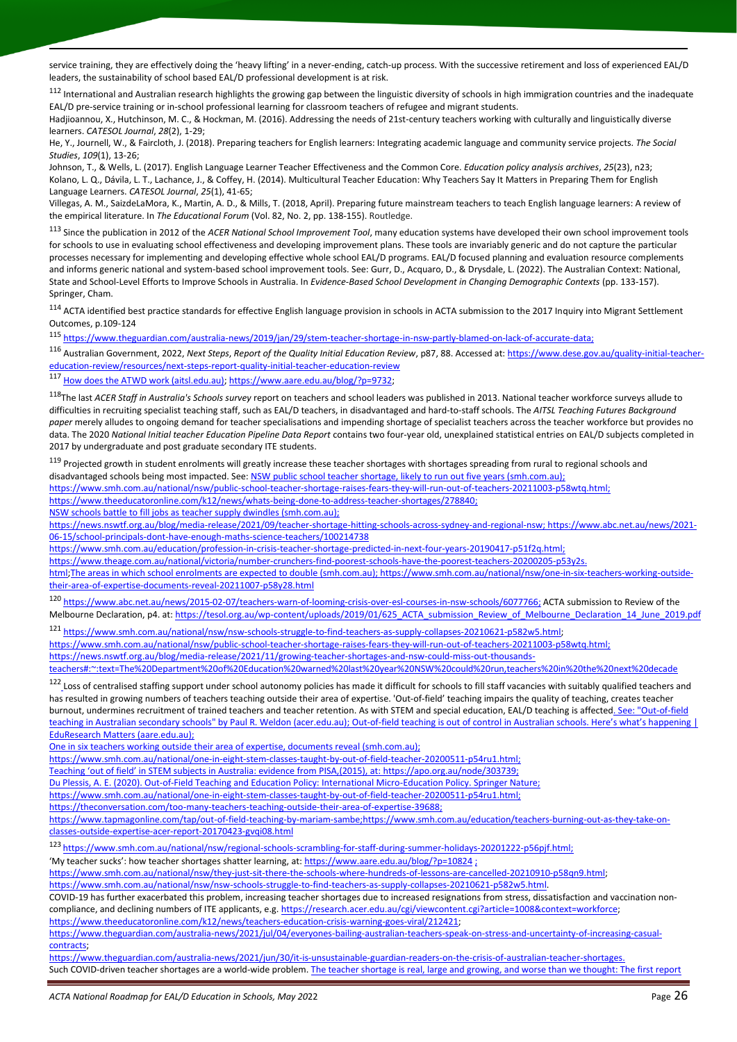service training, they are effectively doing the 'heavy lifting' in a never-ending, catch-up process. With the successive retirement and loss of experienced EAL/D leaders, the sustainability of school based EAL/D professional development is at risk.

[112] International and Australian research highlights the growing gap between the linguistic diversity of schools in high immigration countries and the inadequate EAL/D pre-service training or in-school professional learning for classroom teachers of refugee and migrant students.
Hadjioannou, X., Hutchinson, M. C., & Hockman, M. (2016). Addressing the needs of 21st-century teachers working with culturally and linguistically diverse learners. *CATESOL Journal*, *28*(2), 1-29;
He, Y., Journell, W., & Faircloth, J. (2018). Preparing teachers for English learners: Integrating academic language and community service projects. *The Social Studies*, *109*(1), 13-26;
Johnson, T., & Wells, L. (2017). English Language Learner Teacher Effectiveness and the Common Core. *Education policy analysis archives*, *25*(23), n23;
Kolano, L. Q., Dávila, L. T., Lachance, J., & Coffey, H. (2014). Multicultural Teacher Education: Why Teachers Say It Matters in Preparing Them for English Language Learners. *CATESOL Journal*, *25*(1), 41-65;
Villegas, A. M., SaizdeLaMora, K., Martin, A. D., & Mills, T. (2018, April). Preparing future mainstream teachers to teach English language learners: A review of the empirical literature. In *The Educational Forum* (Vol. 82, No. 2, pp. 138-155). Routledge.

[113] Since the publication in 2012 of the *ACER National School Improvement Tool*, many education systems have developed their own school improvement tools for schools to use in evaluating school effectiveness and developing improvement plans. These tools are invariably generic and do not capture the particular processes necessary for implementing and developing effective whole school EAL/D programs. EAL/D focused planning and evaluation resource complements and informs generic national and system-based school improvement tools. See: Gurr, D., Acquaro, D., & Drysdale, L. (2022). The Australian Context: National, State and School-Level Efforts to Improve Schools in Australia. In *Evidence-Based School Development in Changing Demographic Contexts* (pp. 133-157). Springer, Cham.

[114] ACTA identified best practice standards for effective English language provision in schools in ACTA submission to the 2017 Inquiry into Migrant Settlement Outcomes, p.109-124

[115] https://www.theguardian.com/australia-news/2019/jan/29/stem-teacher-shortage-in-nsw-partly-blamed-on-lack-of-accurate-data;

[116] Australian Government, 2022, *Next Steps*, *Report of the Quality Initial Education Review*, p87, 88. Accessed at: https://www.dese.gov.au/quality-initial-teacher-education-review/resources/next-steps-report-quality-initial-teacher-education-review

[117] How does the ATWD work (aitsl.edu.au); https://www.aare.edu.au/blog/?p=9732;

[118] The last *ACER Staff in Australia's Schools survey* report on teachers and school leaders was published in 2013. National teacher workforce surveys allude to difficulties in recruiting specialist teaching staff, such as EAL/D teachers, in disadvantaged and hard-to-staff schools. The *AITSL Teaching Futures Background paper* merely alludes to ongoing demand for teacher specialisations and impending shortage of specialist teachers across the teacher workforce but provides no data. The 2020 *National Initial teacher Education Pipeline Data Report* contains two four-year old, unexplained statistical entries on EAL/D subjects completed in 2017 by undergraduate and post graduate secondary ITE students.

[119] Projected growth in student enrolments will greatly increase these teacher shortages with shortages spreading from rural to regional schools and disadvantaged schools being most impacted. See: NSW public school teacher shortage, likely to run out five years (smh.com.au);
https://www.smh.com.au/national/nsw/public-school-teacher-shortage-raises-fears-they-will-run-out-of-teachers-20211003-p58wtq.html;
https://www.theeducatoronline.com/k12/news/whats-being-done-to-address-teacher-shortages/278840;
NSW schools battle to fill jobs as teacher supply dwindles (smh.com.au);
https://news.nswtf.org.au/blog/media-release/2021/09/teacher-shortage-hitting-schools-across-sydney-and-regional-nsw; https://www.abc.net.au/news/2021-06-15/school-principals-dont-have-enough-maths-science-teachers/100214738
https://www.smh.com.au/education/profession-in-crisis-teacher-shortage-predicted-in-next-four-years-20190417-p51f2q.html;
https://www.theage.com.au/national/victoria/number-crunchers-find-poorest-schools-have-the-poorest-teachers-20200205-p53y2s.html;The areas in which school enrolments are expected to double (smh.com.au); https://www.smh.com.au/national/nsw/one-in-six-teachers-working-outside-their-area-of-expertise-documents-reveal-20211007-p58y28.html

[120] https://www.abc.net.au/news/2015-02-07/teachers-warn-of-looming-crisis-over-esl-courses-in-nsw-schools/6077766; ACTA submission to Review of the Melbourne Declaration, p4. at: https://tesol.org.au/wp-content/uploads/2019/01/625_ACTA_submission_Review_of_Melbourne_Declaration_14_June_2019.pdf

[121] https://www.smh.com.au/national/nsw/nsw-schools-struggle-to-find-teachers-as-supply-collapses-20210621-p582w5.html;
https://www.smh.com.au/national/nsw/public-school-teacher-shortage-raises-fears-they-will-run-out-of-teachers-20211003-p58wtq.html;
https://news.nswtf.org.au/blog/media-release/2021/11/growing-teacher-shortages-and-nsw-could-miss-out-thousands-teachers#:~:text=The%20Department%20of%20Education%20warned%20last%20year%20NSW%20could%20run,teachers%20in%20the%20next%20decade

[122] Loss of centralised staffing support under school autonomy policies has made it difficult for schools to fill staff vacancies with suitably qualified teachers and has resulted in growing numbers of teachers teaching outside their area of expertise. 'Out-of-field' teaching impairs the quality of teaching, creates teacher burnout, undermines recruitment of trained teachers and teacher retention. As with STEM and special education, EAL/D teaching is affected. See: "Out-of-field teaching in Australian secondary schools" by Paul R. Weldon (acer.edu.au); Out-of-field teaching is out of control in Australian schools. Here's what's happening | EduResearch Matters (aare.edu.au);
One in six teachers working outside their area of expertise, documents reveal (smh.com.au);
https://www.smh.com.au/national/one-in-eight-stem-classes-taught-by-out-of-field-teacher-20200511-p54ru1.html;
Teaching 'out of field' in STEM subjects in Australia: evidence from PISA,(2015), at: https://apo.org.au/node/303739;
Du Plessis, A. E. (2020). Out-of-Field Teaching and Education Policy: International Micro-Education Policy. Springer Nature;
https://www.smh.com.au/national/one-in-eight-stem-classes-taught-by-out-of-field-teacher-20200511-p54ru1.html;
https://theconversation.com/too-many-teachers-teaching-outside-their-area-of-expertise-39688;
https://www.tapmagonline.com/tap/out-of-field-teaching-by-mariam-sambe;https://www.smh.com.au/education/teachers-burning-out-as-they-take-on-classes-outside-expertise-acer-report-20170423-gvqi08.html

[123] https://www.smh.com.au/national/nsw/regional-schools-scrambling-for-staff-during-summer-holidays-20201222-p56pjf.html;
'My teacher sucks': how teacher shortages shatter learning, at: https://www.aare.edu.au/blog/?p=10824 ;
https://www.smh.com.au/national/nsw/they-just-sit-there-the-schools-where-hundreds-of-lessons-are-cancelled-20210910-p58qn9.html;
https://www.smh.com.au/national/nsw/nsw-schools-struggle-to-find-teachers-as-supply-collapses-20210621-p582w5.html.
COVID-19 has further exacerbated this problem, increasing teacher shortages due to increased resignations from stress, dissatisfaction and vaccination non-compliance, and declining numbers of ITE applicants, e.g. https://research.acer.edu.au/cgi/viewcontent.cgi?article=1008&context=workforce;
https://www.theeducatoronline.com/k12/news/teachers-education-crisis-warning-goes-viral/212421;
https://www.theguardian.com/australia-news/2021/jul/04/everyones-bailing-australian-teachers-speak-on-stress-and-uncertainty-of-increasing-casual-contracts;
https://www.theguardian.com/australia-news/2021/jun/30/it-is-unsustainable-guardian-readers-on-the-crisis-of-australian-teacher-shortages.
Such COVID-driven teacher shortages are a world-wide problem. The teacher shortage is real, large and growing, and worse than we thought: The first report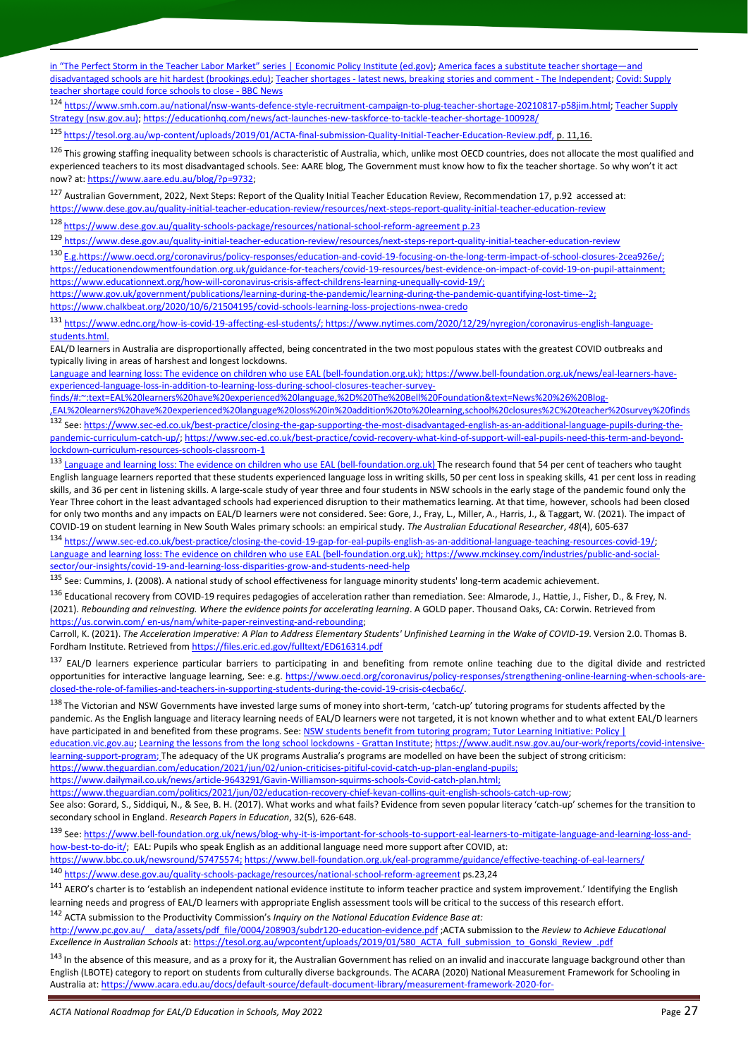in "The Perfect Storm in the Teacher Labor Market" series | Economic Policy Institute (ed.gov); America faces a substitute teacher shortage—and disadvantaged schools are hit hardest (brookings.edu); Teacher shortages - latest news, breaking stories and comment - The Independent; Covid: Supply teacher shortage could force schools to close - BBC News

[124] https://www.smh.com.au/national/nsw-wants-defence-style-recruitment-campaign-to-plug-teacher-shortage-20210817-p58jim.html; Teacher Supply Strategy (nsw.gov.au); https://educationhq.com/news/act-launches-new-taskforce-to-tackle-teacher-shortage-100928/

[125] https://tesol.org.au/wp-content/uploads/2019/01/ACTA-final-submission-Quality-Initial-Teacher-Education-Review.pdf, p. 11,16.

[126] This growing staffing inequality between schools is characteristic of Australia, which, unlike most OECD countries, does not allocate the most qualified and experienced teachers to its most disadvantaged schools. See: AARE blog, The Government must know how to fix the teacher shortage. So why won't it act now? at: https://www.aare.edu.au/blog/?p=9732;

[127] Australian Government, 2022, Next Steps: Report of the Quality Initial Teacher Education Review, Recommendation 17, p.92 accessed at: https://www.dese.gov.au/quality-initial-teacher-education-review/resources/next-steps-report-quality-initial-teacher-education-review

[128] https://www.dese.gov.au/quality-schools-package/resources/national-school-reform-agreement p.23

[129] https://www.dese.gov.au/quality-initial-teacher-education-review/resources/next-steps-report-quality-initial-teacher-education-review

[130] E.g.https://www.oecd.org/coronavirus/policy-responses/education-and-covid-19-focusing-on-the-long-term-impact-of-school-closures-2cea926e/; https://educationendowmentfoundation.org.uk/guidance-for-teachers/covid-19-resources/best-evidence-on-impact-of-covid-19-on-pupil-attainment; https://www.educationnext.org/how-will-coronavirus-crisis-affect-childrens-learning-unequally-covid-19/; https://www.gov.uk/government/publications/learning-during-the-pandemic/learning-during-the-pandemic-quantifying-lost-time--2; https://www.chalkbeat.org/2020/10/6/21504195/covid-schools-learning-loss-projections-nwea-credo

[131] https://www.ednc.org/how-is-covid-19-affecting-esl-students/; https://www.nytimes.com/2020/12/29/nyregion/coronavirus-english-language-students.html.

EAL/D learners in Australia are disproportionally affected, being concentrated in the two most populous states with the greatest COVID outbreaks and typically living in areas of harshest and longest lockdowns.

Language and learning loss: The evidence on children who use EAL (bell-foundation.org.uk); https://www.bell-foundation.org.uk/news/eal-learners-have-experienced-language-loss-in-addition-to-learning-loss-during-school-closures-teacher-survey-finds/#:~:text=EAL%20learners%20have%20experienced%20language,%2D%20The%20Bell%20Foundation&text=News%20%26%20Blog-,EAL%20learners%20have%20experienced%20language%20loss%20in%20addition%20to%20learning,school%20closures%2C%20teacher%20survey%20finds

[132] See: https://www.sec-ed.co.uk/best-practice/closing-the-gap-supporting-the-most-disadvantaged-english-as-an-additional-language-pupils-during-the-pandemic-curriculum-catch-up/; https://www.sec-ed.co.uk/best-practice/covid-recovery-what-kind-of-support-will-eal-pupils-need-this-term-and-beyond-lockdown-curriculum-resources-schools-classroom-1

[133] Language and learning loss: The evidence on children who use EAL (bell-foundation.org.uk) The research found that 54 per cent of teachers who taught English language learners reported that these students experienced language loss in writing skills, 50 per cent loss in speaking skills, 41 per cent loss in reading skills, and 36 per cent in listening skills. A large-scale study of year three and four students in NSW schools in the early stage of the pandemic found only the Year Three cohort in the least advantaged schools had experienced disruption to their mathematics learning. At that time, however, schools had been closed for only two months and any impacts on EAL/D learners were not considered. See: Gore, J., Fray, L., Miller, A., Harris, J., & Taggart, W. (2021). The impact of COVID-19 on student learning in New South Wales primary schools: an empirical study. *The Australian Educational Researcher*, *48*(4), 605-637

[134] https://www.sec-ed.co.uk/best-practice/closing-the-covid-19-gap-for-eal-pupils-english-as-an-additional-language-teaching-resources-covid-19/; Language and learning loss: The evidence on children who use EAL (bell-foundation.org.uk); https://www.mckinsey.com/industries/public-and-social-sector/our-insights/covid-19-and-learning-loss-disparities-grow-and-students-need-help

[135] See: Cummins, J. (2008). A national study of school effectiveness for language minority students' long-term academic achievement.

[136] Educational recovery from COVID-19 requires pedagogies of acceleration rather than remediation. See: Almarode, J., Hattie, J., Fisher, D., & Frey, N. (2021). *Rebounding and reinvesting. Where the evidence points for accelerating learning*. A GOLD paper. Thousand Oaks, CA: Corwin. Retrieved from https://us.corwin.com/ en-us/nam/white-paper-reinvesting-and-rebounding;

Carroll, K. (2021). *The Acceleration Imperative: A Plan to Address Elementary Students' Unfinished Learning in the Wake of COVID-19*. Version 2.0. Thomas B. Fordham Institute. Retrieved from https://files.eric.ed.gov/fulltext/ED616314.pdf

[137] EAL/D learners experience particular barriers to participating in and benefiting from remote online teaching due to the digital divide and restricted opportunities for interactive language learning, See: e.g. https://www.oecd.org/coronavirus/policy-responses/strengthening-online-learning-when-schools-are-closed-the-role-of-families-and-teachers-in-supporting-students-during-the-covid-19-crisis-c4ecba6c/.

[138] The Victorian and NSW Governments have invested large sums of money into short-term, 'catch-up' tutoring programs for students affected by the pandemic. As the English language and literacy learning needs of EAL/D learners were not targeted, it is not known whether and to what extent EAL/D learners have participated in and benefited from these programs. See: NSW students benefit from tutoring program; Tutor Learning Initiative: Policy | education.vic.gov.au; Learning the lessons from the long school lockdowns - Grattan Institute; https://www.audit.nsw.gov.au/our-work/reports/covid-intensive-learning-support-program; The adequacy of the UK programs Australia's programs are modelled on have been the subject of strong criticism: https://www.theguardian.com/education/2021/jun/02/union-criticises-pitiful-covid-catch-up-plan-england-pupils; https://www.dailymail.co.uk/news/article-9643291/Gavin-Williamson-squirms-schools-Covid-catch-plan.html; https://www.theguardian.com/politics/2021/jun/02/education-recovery-chief-kevan-collins-quit-english-schools-catch-up-row;

See also: Gorard, S., Siddiqui, N., & See, B. H. (2017). What works and what fails? Evidence from seven popular literacy 'catch-up' schemes for the transition to secondary school in England. *Research Papers in Education*, 32(5), 626-648.

[139] See: https://www.bell-foundation.org.uk/news/blog-why-it-is-important-for-schools-to-support-eal-learners-to-mitigate-language-and-learning-loss-and-how-best-to-do-it/; EAL: Pupils who speak English as an additional language need more support after COVID, at: https://www.bbc.co.uk/newsround/57475574; https://www.bell-foundation.org.uk/eal-programme/guidance/effective-teaching-of-eal-learners/

[140] https://www.dese.gov.au/quality-schools-package/resources/national-school-reform-agreement ps.23,24

[141] AERO's charter is to 'establish an independent national evidence institute to inform teacher practice and system improvement.' Identifying the English learning needs and progress of EAL/D learners with appropriate English assessment tools will be critical to the success of this research effort.

[142] ACTA submission to the Productivity Commission's *Inquiry on the National Education Evidence Base at:* http://www.pc.gov.au/__data/assets/pdf_file/0004/208903/subdr120-education-evidence.pdf ;ACTA submission to the *Review to Achieve Educational Excellence in Australian Schools* at: https://tesol.org.au/wpcontent/uploads/2019/01/580_ACTA_full_submission_to_Gonski_Review_.pdf

[143] In the absence of this measure, and as a proxy for it, the Australian Government has relied on an invalid and inaccurate language background other than English (LBOTE) category to report on students from culturally diverse backgrounds. The ACARA (2020) National Measurement Framework for Schooling in Australia at: https://www.acara.edu.au/docs/default-source/default-document-library/measurement-framework-2020-for-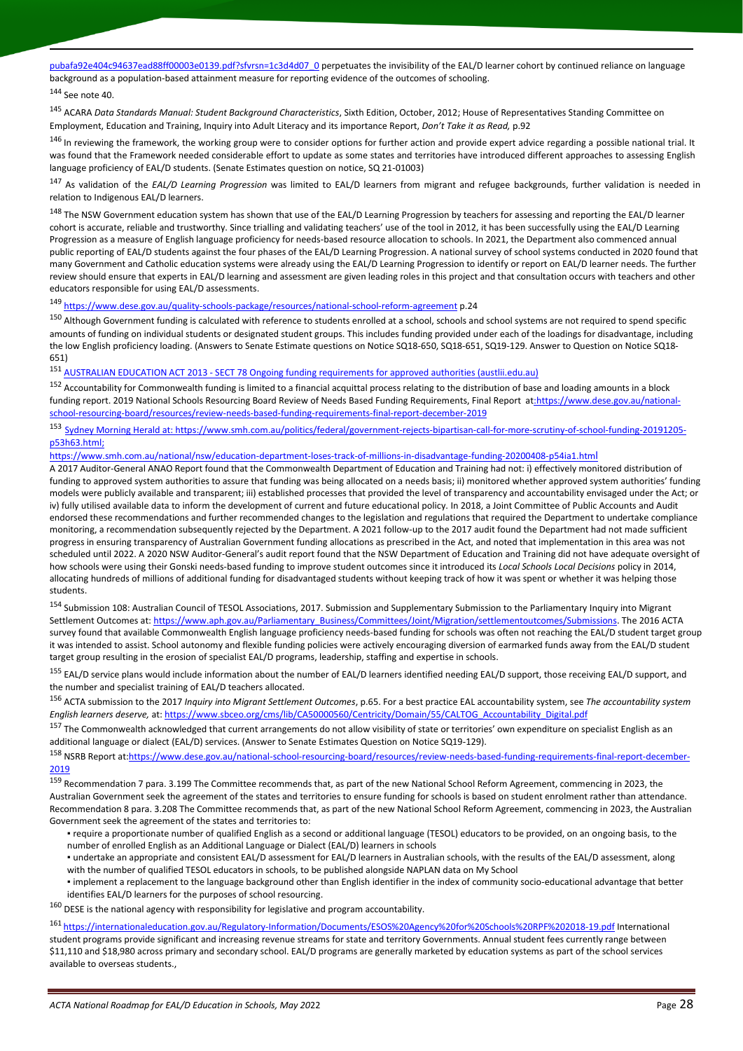pubafa92e404c94637ead88ff00003e0139.pdf?sfvrsn=1c3d4d07_0 perpetuates the invisibility of the EAL/D learner cohort by continued reliance on language background as a population-based attainment measure for reporting evidence of the outcomes of schooling.

[144] See note 40.

[145] ACARA *Data Standards Manual: Student Background Characteristics*, Sixth Edition, October, 2012; House of Representatives Standing Committee on Employment, Education and Training, Inquiry into Adult Literacy and its importance Report, *Don't Take it as Read,* p.92

[146] In reviewing the framework, the working group were to consider options for further action and provide expert advice regarding a possible national trial. It was found that the Framework needed considerable effort to update as some states and territories have introduced different approaches to assessing English language proficiency of EAL/D students. (Senate Estimates question on notice, SQ 21-01003)

[147] As validation of the *EAL/D Learning Progression* was limited to EAL/D learners from migrant and refugee backgrounds, further validation is needed in relation to Indigenous EAL/D learners.

[148] The NSW Government education system has shown that use of the EAL/D Learning Progression by teachers for assessing and reporting the EAL/D learner cohort is accurate, reliable and trustworthy. Since trialling and validating teachers' use of the tool in 2012, it has been successfully using the EAL/D Learning Progression as a measure of English language proficiency for needs-based resource allocation to schools. In 2021, the Department also commenced annual public reporting of EAL/D students against the four phases of the EAL/D Learning Progression. A national survey of school systems conducted in 2020 found that many Government and Catholic education systems were already using the EAL/D Learning Progression to identify or report on EAL/D learner needs. The further review should ensure that experts in EAL/D learning and assessment are given leading roles in this project and that consultation occurs with teachers and other educators responsible for using EAL/D assessments.

[149] https://www.dese.gov.au/quality-schools-package/resources/national-school-reform-agreement p.24

[150] Although Government funding is calculated with reference to students enrolled at a school, schools and school systems are not required to spend specific amounts of funding on individual students or designated student groups. This includes funding provided under each of the loadings for disadvantage, including the low English proficiency loading. (Answers to Senate Estimate questions on Notice SQ18-650, SQ18-651, SQ19-129. Answer to Question on Notice SQ18-651)

[151] AUSTRALIAN EDUCATION ACT 2013 - SECT 78 Ongoing funding requirements for approved authorities (austlii.edu.au)

[152] Accountability for Commonwealth funding is limited to a financial acquittal process relating to the distribution of base and loading amounts in a block funding report. 2019 National Schools Resourcing Board Review of Needs Based Funding Requirements, Final Report at:https://www.dese.gov.au/national-school-resourcing-board/resources/review-needs-based-funding-requirements-final-report-december-2019

[153] Sydney Morning Herald at: https://www.smh.com.au/politics/federal/government-rejects-bipartisan-call-for-more-scrutiny-of-school-funding-20191205-p53h63.html;
https://www.smh.com.au/national/nsw/education-department-loses-track-of-millions-in-disadvantage-funding-20200408-p54ia1.html
A 2017 Auditor-General ANAO Report found that the Commonwealth Department of Education and Training had not: i) effectively monitored distribution of funding to approved system authorities to assure that funding was being allocated on a needs basis; ii) monitored whether approved system authorities' funding models were publicly available and transparent; iii) established processes that provided the level of transparency and accountability envisaged under the Act; or iv) fully utilised available data to inform the development of current and future educational policy. In 2018, a Joint Committee of Public Accounts and Audit endorsed these recommendations and further recommended changes to the legislation and regulations that required the Department to undertake compliance monitoring, a recommendation subsequently rejected by the Department. A 2021 follow-up to the 2017 audit found the Department had not made sufficient progress in ensuring transparency of Australian Government funding allocations as prescribed in the Act, and noted that implementation in this area was not scheduled until 2022. A 2020 NSW Auditor-General's audit report found that the NSW Department of Education and Training did not have adequate oversight of how schools were using their Gonski needs-based funding to improve student outcomes since it introduced its *Local Schools Local Decisions* policy in 2014, allocating hundreds of millions of additional funding for disadvantaged students without keeping track of how it was spent or whether it was helping those students.

[154] Submission 108: Australian Council of TESOL Associations, 2017. Submission and Supplementary Submission to the Parliamentary Inquiry into Migrant Settlement Outcomes at: https://www.aph.gov.au/Parliamentary_Business/Committees/Joint/Migration/settlementoutcomes/Submissions. The 2016 ACTA survey found that available Commonwealth English language proficiency needs-based funding for schools was often not reaching the EAL/D student target group it was intended to assist. School autonomy and flexible funding policies were actively encouraging diversion of earmarked funds away from the EAL/D student target group resulting in the erosion of specialist EAL/D programs, leadership, staffing and expertise in schools.

[155] EAL/D service plans would include information about the number of EAL/D learners identified needing EAL/D support, those receiving EAL/D support, and the number and specialist training of EAL/D teachers allocated.

[156] ACTA submission to the 2017 *Inquiry into Migrant Settlement Outcomes*, p.65. For a best practice EAL accountability system, see *The accountability system English learners deserve,* at: https://www.sbceo.org/cms/lib/CA50000560/Centricity/Domain/55/CALTOG_Accountability_Digital.pdf

[157] The Commonwealth acknowledged that current arrangements do not allow visibility of state or territories' own expenditure on specialist English as an additional language or dialect (EAL/D) services. (Answer to Senate Estimates Question on Notice SQ19-129).

[158] NSRB Report at:https://www.dese.gov.au/national-school-resourcing-board/resources/review-needs-based-funding-requirements-final-report-december-2019

[159] Recommendation 7 para. 3.199 The Committee recommends that, as part of the new National School Reform Agreement, commencing in 2023, the Australian Government seek the agreement of the states and territories to ensure funding for schools is based on student enrolment rather than attendance. Recommendation 8 para. 3.208 The Committee recommends that, as part of the new National School Reform Agreement, commencing in 2023, the Australian Government seek the agreement of the states and territories to:

- require a proportionate number of qualified English as a second or additional language (TESOL) educators to be provided, on an ongoing basis, to the number of enrolled English as an Additional Language or Dialect (EAL/D) learners in schools
- undertake an appropriate and consistent EAL/D assessment for EAL/D learners in Australian schools, with the results of the EAL/D assessment, along with the number of qualified TESOL educators in schools, to be published alongside NAPLAN data on My School
- implement a replacement to the language background other than English identifier in the index of community socio-educational advantage that better identifies EAL/D learners for the purposes of school resourcing.

[160] DESE is the national agency with responsibility for legislative and program accountability.

[161] https://internationaleducation.gov.au/Regulatory-Information/Documents/ESOS%20Agency%20for%20Schools%20RPF%202018-19.pdf International student programs provide significant and increasing revenue streams for state and territory Governments. Annual student fees currently range between $11,110 and $18,980 across primary and secondary school. EAL/D programs are generally marketed by education systems as part of the school services available to overseas students.,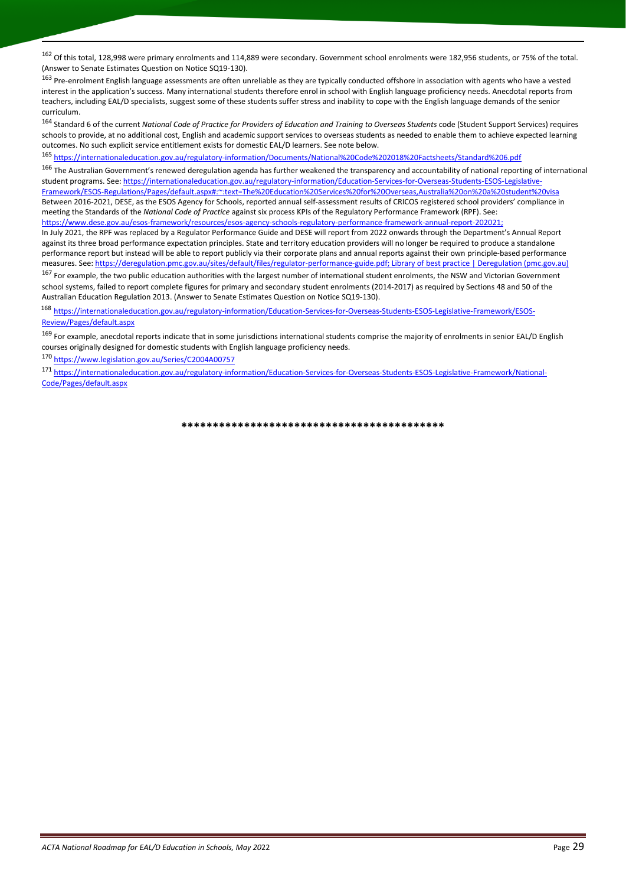[162] Of this total, 128,998 were primary enrolments and 114,889 were secondary. Government school enrolments were 182,956 students, or 75% of the total. (Answer to Senate Estimates Question on Notice SQ19-130).

[163] Pre-enrolment English language assessments are often unreliable as they are typically conducted offshore in association with agents who have a vested interest in the application's success. Many international students therefore enrol in school with English language proficiency needs. Anecdotal reports from teachers, including EAL/D specialists, suggest some of these students suffer stress and inability to cope with the English language demands of the senior curriculum.

[164] Standard 6 of the current *National Code of Practice for Providers of Education and Training to Overseas Students* code (Student Support Services) requires schools to provide, at no additional cost, English and academic support services to overseas students as needed to enable them to achieve expected learning outcomes. No such explicit service entitlement exists for domestic EAL/D learners. See note below.

[165] https://internationaleducation.gov.au/regulatory-information/Documents/National%20Code%202018%20Factsheets/Standard%206.pdf

[166] The Australian Government's renewed deregulation agenda has further weakened the transparency and accountability of national reporting of international student programs. See: https://internationaleducation.gov.au/regulatory-information/Education-Services-for-Overseas-Students-ESOS-Legislative-Framework/ESOS-Regulations/Pages/default.aspx#:~:text=The%20Education%20Services%20for%20Overseas,Australia%20on%20a%20student%20visa
Between 2016-2021, DESE, as the ESOS Agency for Schools, reported annual self-assessment results of CRICOS registered school providers' compliance in meeting the Standards of the *National Code of Practice* against six process KPIs of the Regulatory Performance Framework (RPF). See: https://www.dese.gov.au/esos-framework/resources/esos-agency-schools-regulatory-performance-framework-annual-report-202021;
In July 2021, the RPF was replaced by a Regulator Performance Guide and DESE will report from 2022 onwards through the Department's Annual Report against its three broad performance expectation principles. State and territory education providers will no longer be required to produce a standalone performance report but instead will be able to report publicly via their corporate plans and annual reports against their own principle-based performance measures. See: https://deregulation.pmc.gov.au/sites/default/files/regulator-performance-guide.pdf; Library of best practice | Deregulation (pmc.gov.au)

[167] For example, the two public education authorities with the largest number of international student enrolments, the NSW and Victorian Government school systems, failed to report complete figures for primary and secondary student enrolments (2014-2017) as required by Sections 48 and 50 of the Australian Education Regulation 2013. (Answer to Senate Estimates Question on Notice SQ19-130).

[168] https://internationaleducation.gov.au/regulatory-information/Education-Services-for-Overseas-Students-ESOS-Legislative-Framework/ESOS-Review/Pages/default.aspx

[169] For example, anecdotal reports indicate that in some jurisdictions international students comprise the majority of enrolments in senior EAL/D English courses originally designed for domestic students with English language proficiency needs.

[170] https://www.legislation.gov.au/Series/C2004A00757

[171] https://internationaleducation.gov.au/regulatory-information/Education-Services-for-Overseas-Students-ESOS-Legislative-Framework/National-Code/Pages/default.aspx

*****************************************